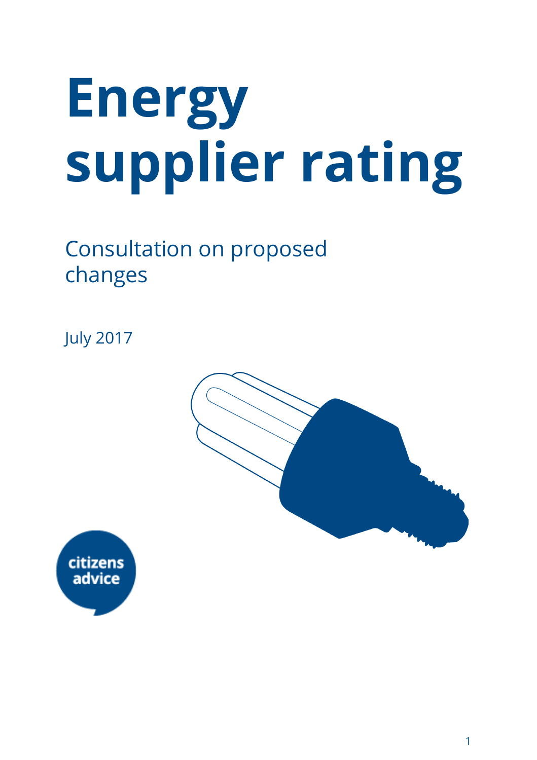# Energy supplier rating

Consultation on proposed changes

July 2017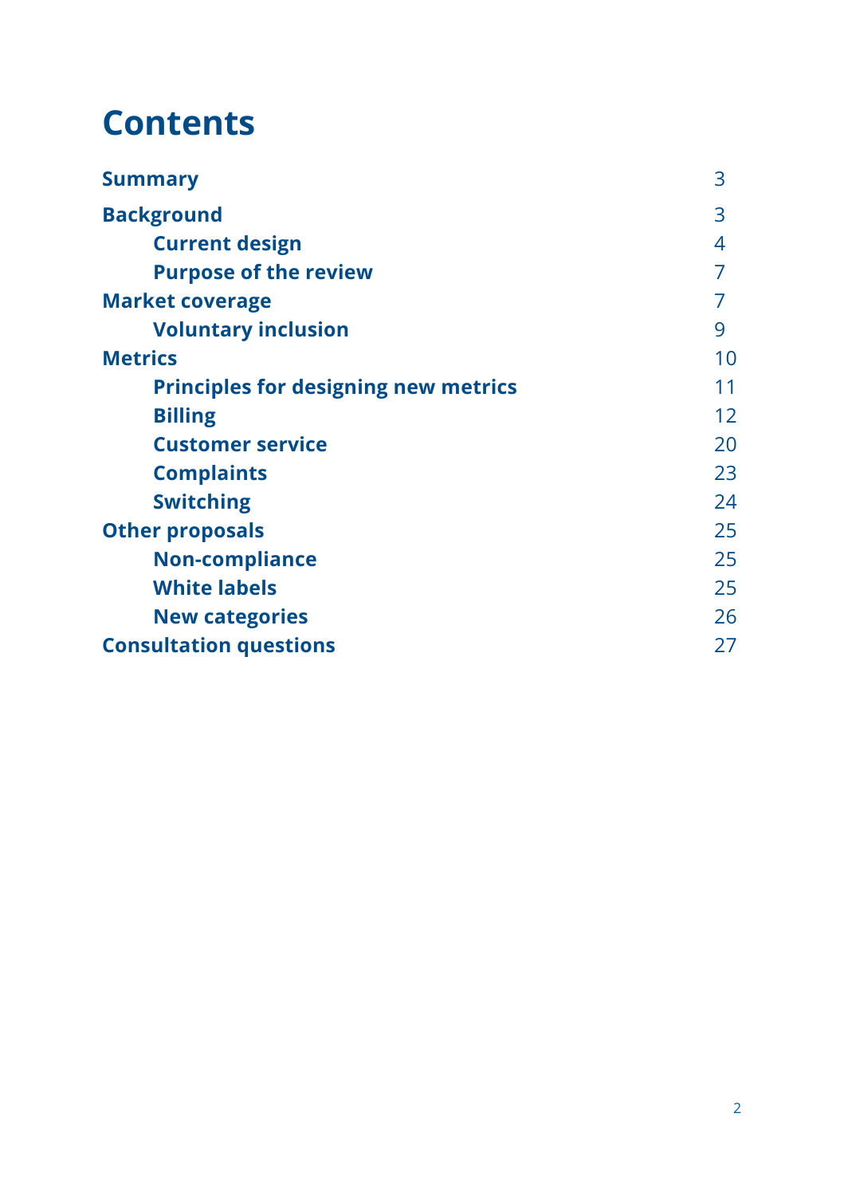# Contents

| | |
|---|---|
| **Summary** | 3 |
| **Background** | 3 |
| &nbsp;&nbsp;&nbsp;&nbsp;**Current design** | 4 |
| &nbsp;&nbsp;&nbsp;&nbsp;**Purpose of the review** | 7 |
| **Market coverage** | 7 |
| &nbsp;&nbsp;&nbsp;&nbsp;**Voluntary inclusion** | 9 |
| **Metrics** | 10 |
| &nbsp;&nbsp;&nbsp;&nbsp;**Principles for designing new metrics** | 11 |
| &nbsp;&nbsp;&nbsp;&nbsp;**Billing** | 12 |
| &nbsp;&nbsp;&nbsp;&nbsp;**Customer service** | 20 |
| &nbsp;&nbsp;&nbsp;&nbsp;**Complaints** | 23 |
| &nbsp;&nbsp;&nbsp;&nbsp;**Switching** | 24 |
| **Other proposals** | 25 |
| &nbsp;&nbsp;&nbsp;&nbsp;**Non-compliance** | 25 |
| &nbsp;&nbsp;&nbsp;&nbsp;**White labels** | 25 |
| &nbsp;&nbsp;&nbsp;&nbsp;**New categories** | 26 |
| **Consultation questions** | 27 |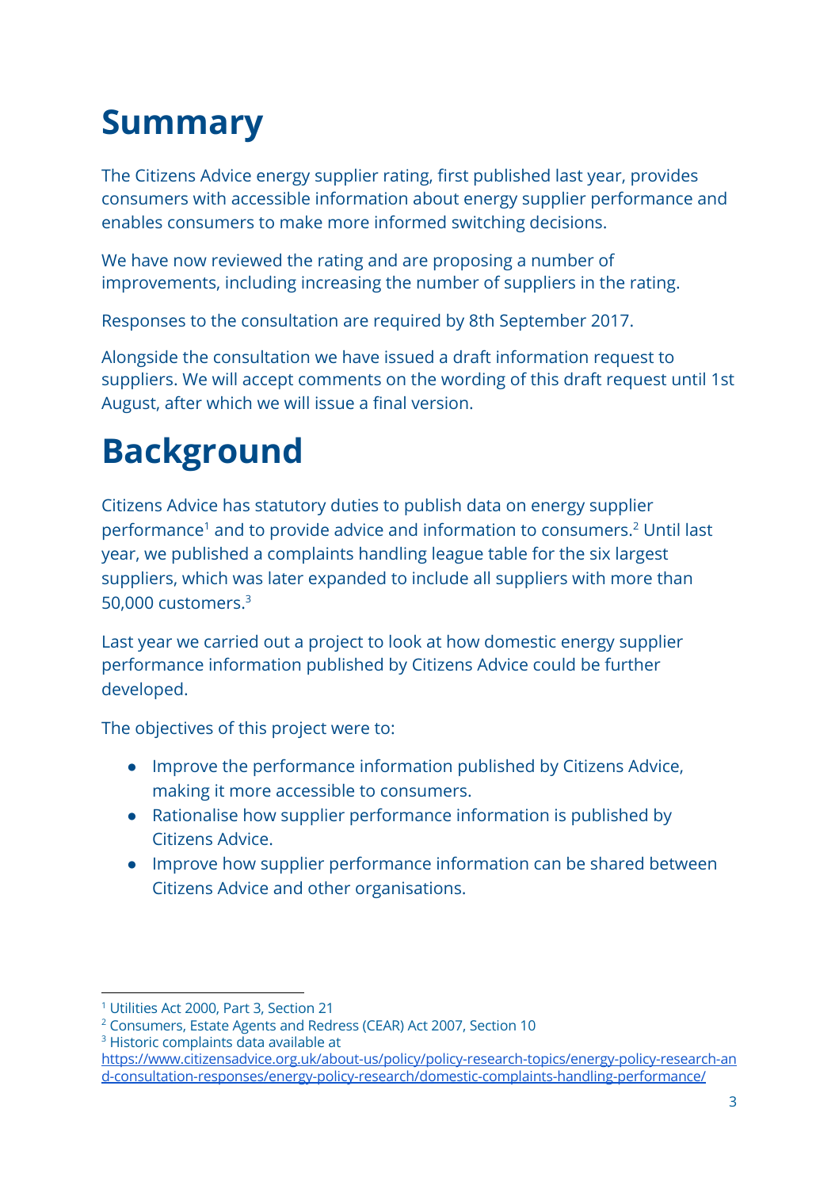# Summary

The Citizens Advice energy supplier rating, first published last year, provides consumers with accessible information about energy supplier performance and enables consumers to make more informed switching decisions.

We have now reviewed the rating and are proposing a number of improvements, including increasing the number of suppliers in the rating.

Responses to the consultation are required by 8th September 2017.

Alongside the consultation we have issued a draft information request to suppliers. We will accept comments on the wording of this draft request until 1st August, after which we will issue a final version.

# Background

Citizens Advice has statutory duties to publish data on energy supplier performance[1] and to provide advice and information to consumers.[2] Until last year, we published a complaints handling league table for the six largest suppliers, which was later expanded to include all suppliers with more than 50,000 customers.[3]

Last year we carried out a project to look at how domestic energy supplier performance information published by Citizens Advice could be further developed.

The objectives of this project were to:

- Improve the performance information published by Citizens Advice, making it more accessible to consumers.
- Rationalise how supplier performance information is published by Citizens Advice.
- Improve how supplier performance information can be shared between Citizens Advice and other organisations.

[1] Utilities Act 2000, Part 3, Section 21

[2] Consumers, Estate Agents and Redress (CEAR) Act 2007, Section 10

[3] Historic complaints data available at https://www.citizensadvice.org.uk/about-us/policy/policy-research-topics/energy-policy-research-and-consultation-responses/energy-policy-research/domestic-complaints-handling-performance/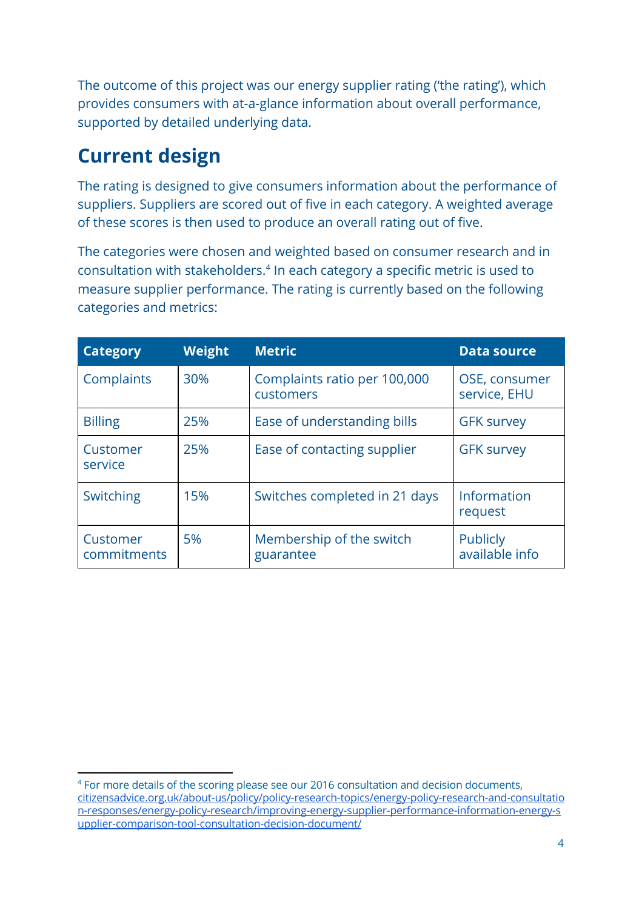The outcome of this project was our energy supplier rating ('the rating'), which provides consumers with at-a-glance information about overall performance, supported by detailed underlying data.

## Current design

The rating is designed to give consumers information about the performance of suppliers. Suppliers are scored out of five in each category. A weighted average of these scores is then used to produce an overall rating out of five.

The categories were chosen and weighted based on consumer research and in consultation with stakeholders.[4] In each category a specific metric is used to measure supplier performance. The rating is currently based on the following categories and metrics:

| Category | Weight | Metric | Data source |
|---|---|---|---|
| Complaints | 30% | Complaints ratio per 100,000 customers | OSE, consumer service, EHU |
| Billing | 25% | Ease of understanding bills | GFK survey |
| Customer service | 25% | Ease of contacting supplier | GFK survey |
| Switching | 15% | Switches completed in 21 days | Information request |
| Customer commitments | 5% | Membership of the switch guarantee | Publicly available info |

[4] For more details of the scoring please see our 2016 consultation and decision documents, citizensadvice.org.uk/about-us/policy/policy-research-topics/energy-policy-research-and-consultation-responses/energy-policy-research/improving-energy-supplier-performance-information-energy-supplier-comparison-tool-consultation-decision-document/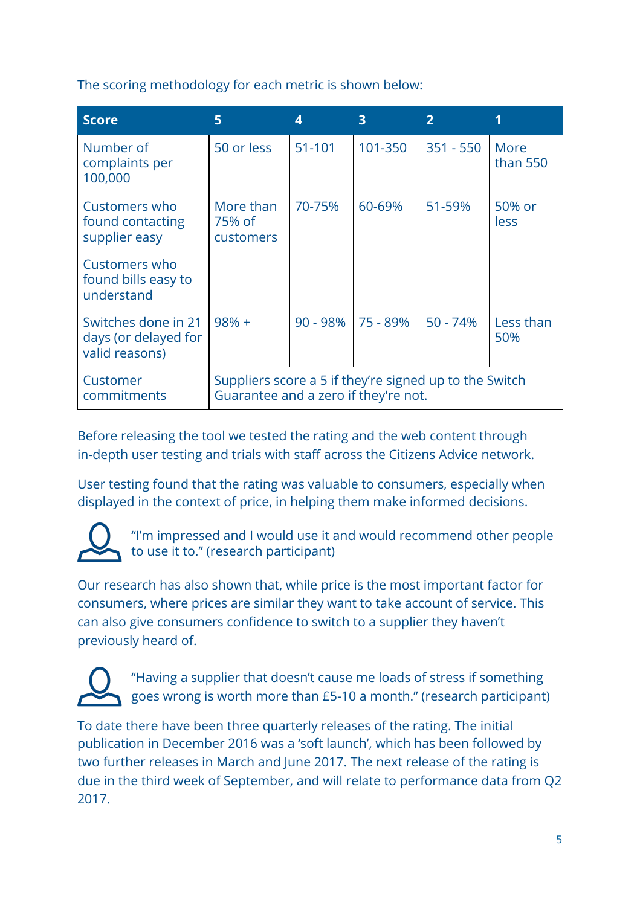The scoring methodology for each metric is shown below:

| Score | 5 | 4 | 3 | 2 | 1 |
|---|---|---|---|---|---|
| Number of complaints per 100,000 | 50 or less | 51-101 | 101-350 | 351 - 550 | More than 550 |
| Customers who found contacting supplier easy | More than 75% of customers | 70-75% | 60-69% | 51-59% | 50% or less |
| Customers who found bills easy to understand | | | | | |
| Switches done in 21 days (or delayed for valid reasons) | 98% + | 90 - 98% | 75 - 89% | 50 - 74% | Less than 50% |
| Customer commitments | Suppliers score a 5 if they're signed up to the Switch Guarantee and a zero if they're not. | | | | |

Before releasing the tool we tested the rating and the web content through in-depth user testing and trials with staff across the Citizens Advice network.

User testing found that the rating was valuable to consumers, especially when displayed in the context of price, in helping them make informed decisions.

> "I'm impressed and I would use it and would recommend other people to use it to." (research participant)

Our research has also shown that, while price is the most important factor for consumers, where prices are similar they want to take account of service. This can also give consumers confidence to switch to a supplier they haven't previously heard of.

> "Having a supplier that doesn't cause me loads of stress if something goes wrong is worth more than £5-10 a month." (research participant)

To date there have been three quarterly releases of the rating. The initial publication in December 2016 was a 'soft launch', which has been followed by two further releases in March and June 2017. The next release of the rating is due in the third week of September, and will relate to performance data from Q2 2017.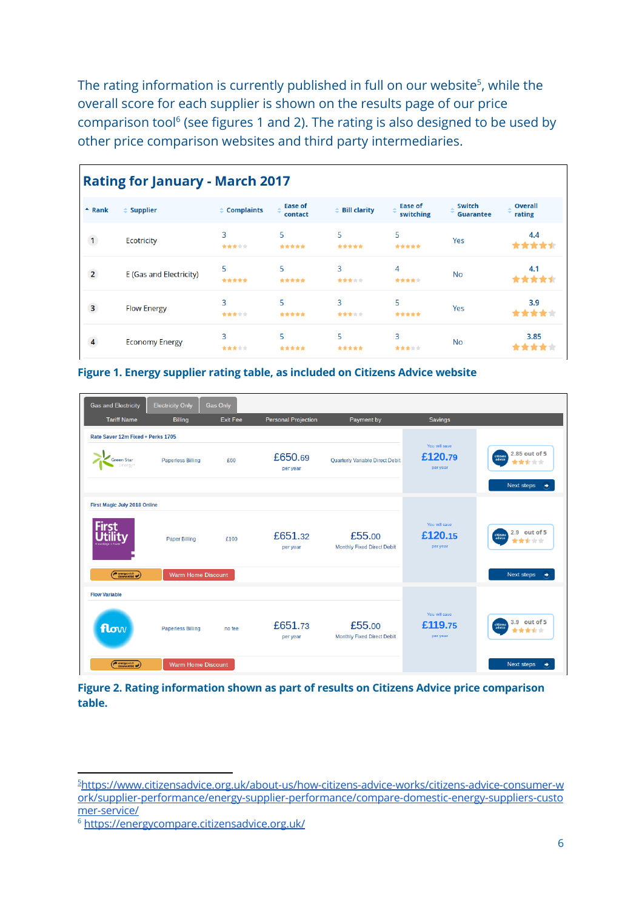The rating information is currently published in full on our website[5], while the overall score for each supplier is shown on the results page of our price comparison tool[6] (see figures 1 and 2). The rating is also designed to be used by other price comparison websites and third party intermediaries.

**Rating for January - March 2017**

| Rank | Supplier | Complaints | Ease of contact | Bill clarity | Ease of switching | Switch Guarantee | Overall rating |
|---|---|---|---|---|---|---|---|
| 1 | Ecotricity | 3 | 5 | 5 | 5 | Yes | 4.4 |
| 2 | E (Gas and Electricity) | 5 | 5 | 3 | 4 | No | 4.1 |
| 3 | Flow Energy | 3 | 5 | 3 | 5 | Yes | 3.9 |
| 4 | Economy Energy | 3 | 5 | 5 | 3 | No | 3.85 |

**Figure 1. Energy supplier rating table, as included on Citizens Advice website**

| Tariff Name | Billing | Exit Fee | Personal Projection | Payment by | Savings | Rating |
|---|---|---|---|---|---|---|
| Rate Saver 12m Fixed + Perks 1705 (Green Star Energy) | Paperless Billing | £60 | £650.69 per year | Quarterly Variable Direct Debit | You will save £120.79 per year | 2.85 out of 5 |
| First Magic July 2018 Online (First Utility) | Paper Billing | £100 | £651.32 per year | £55.00 Monthly Fixed Direct Debit | You will save £120.15 per year | 2.9 out of 5 |
| Flow Variable (flow) | Paperless Billing | no fee | £651.73 per year | £55.00 Monthly Fixed Direct Debit | You will save £119.75 per year | 3.9 out of 5 |

**Figure 2. Rating information shown as part of results on Citizens Advice price comparison table.**

---

[5] https://www.citizensadvice.org.uk/about-us/how-citizens-advice-works/citizens-advice-consumer-work/supplier-performance/energy-supplier-performance/compare-domestic-energy-suppliers-customer-service/

[6] https://energycompare.citizensadvice.org.uk/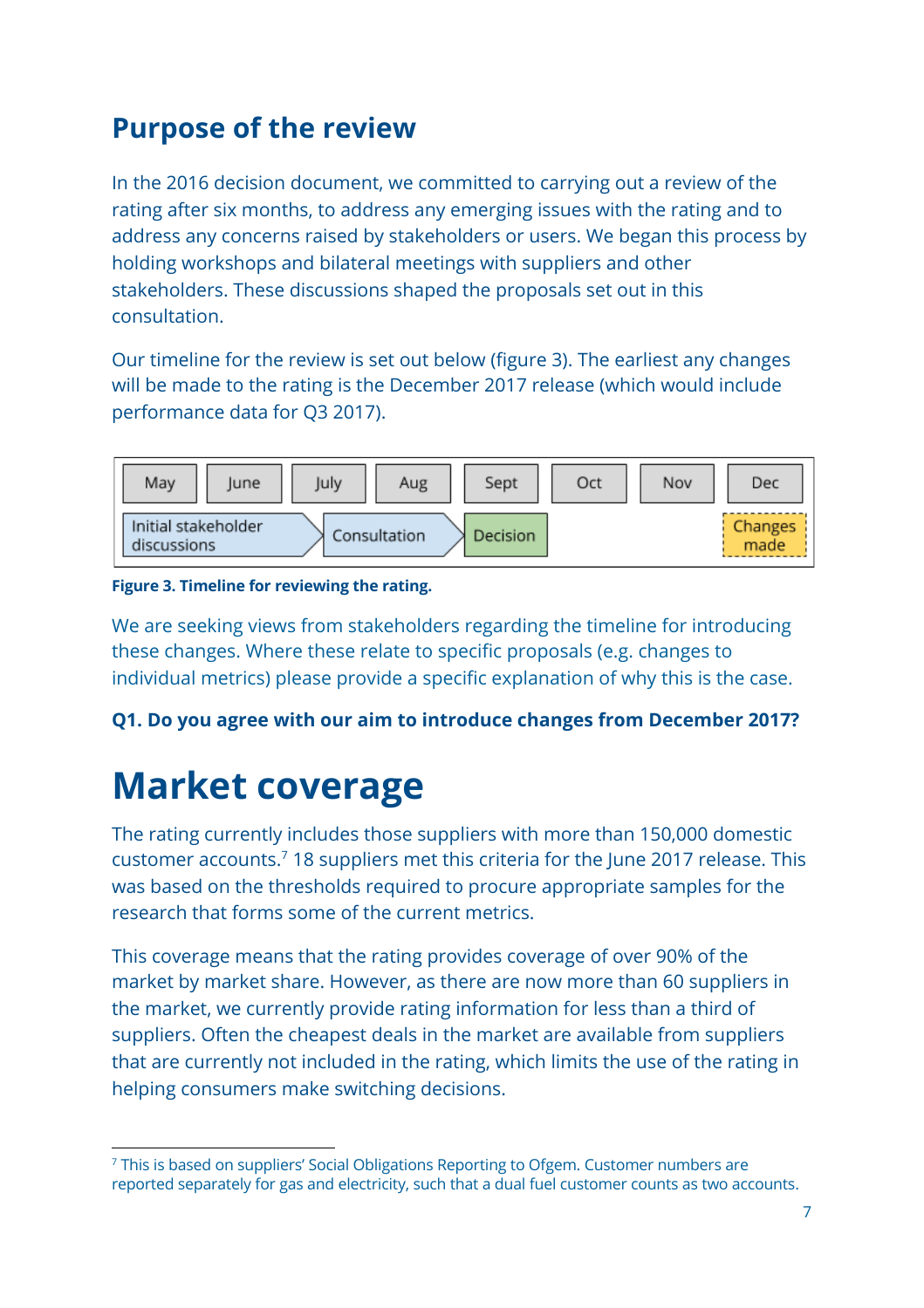## Purpose of the review

In the 2016 decision document, we committed to carrying out a review of the rating after six months, to address any emerging issues with the rating and to address any concerns raised by stakeholders or users. We began this process by holding workshops and bilateral meetings with suppliers and other stakeholders. These discussions shaped the proposals set out in this consultation.

Our timeline for the review is set out below (figure 3). The earliest any changes will be made to the rating is the December 2017 release (which would include performance data for Q3 2017).

| May | June | July | Aug | Sept | Oct | Nov | Dec |
|---|---|---|---|---|---|---|---|
| Initial stakeholder discussions | | Consultation | | Decision | | | Changes made |

**Figure 3. Timeline for reviewing the rating.**

We are seeking views from stakeholders regarding the timeline for introducing these changes. Where these relate to specific proposals (e.g. changes to individual metrics) please provide a specific explanation of why this is the case.

**Q1. Do you agree with our aim to introduce changes from December 2017?**

# Market coverage

The rating currently includes those suppliers with more than 150,000 domestic customer accounts.[7] 18 suppliers met this criteria for the June 2017 release. This was based on the thresholds required to procure appropriate samples for the research that forms some of the current metrics.

This coverage means that the rating provides coverage of over 90% of the market by market share. However, as there are now more than 60 suppliers in the market, we currently provide rating information for less than a third of suppliers. Often the cheapest deals in the market are available from suppliers that are currently not included in the rating, which limits the use of the rating in helping consumers make switching decisions.

[7] This is based on suppliers' Social Obligations Reporting to Ofgem. Customer numbers are reported separately for gas and electricity, such that a dual fuel customer counts as two accounts.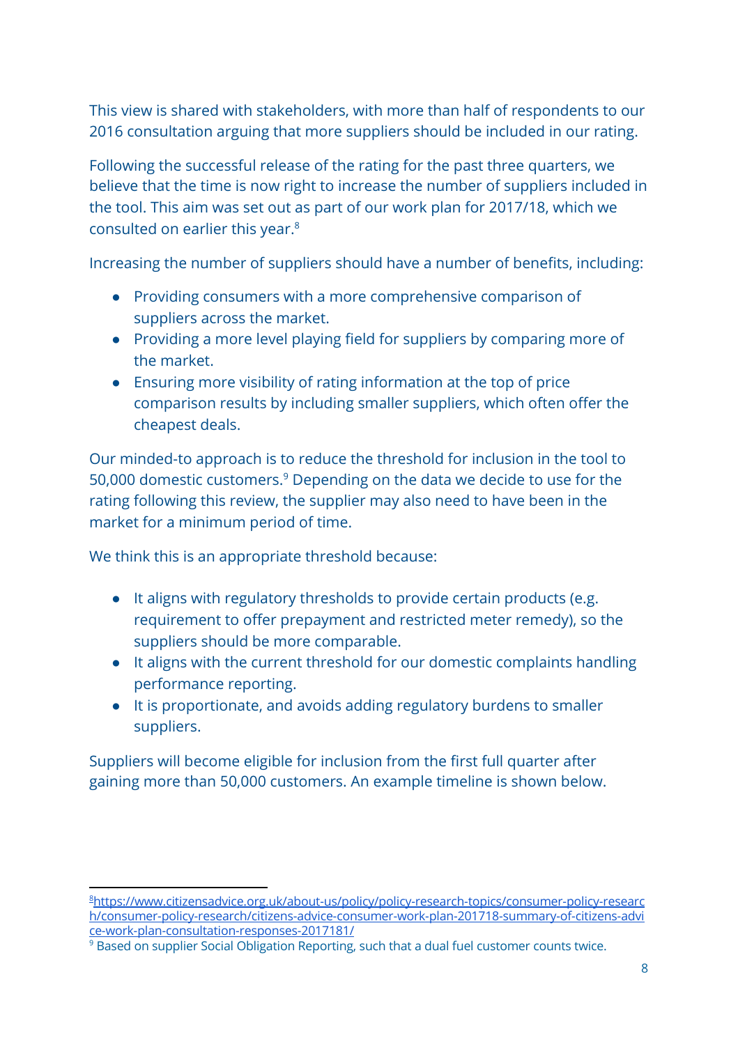This view is shared with stakeholders, with more than half of respondents to our 2016 consultation arguing that more suppliers should be included in our rating.

Following the successful release of the rating for the past three quarters, we believe that the time is now right to increase the number of suppliers included in the tool. This aim was set out as part of our work plan for 2017/18, which we consulted on earlier this year.[8]

Increasing the number of suppliers should have a number of benefits, including:

- Providing consumers with a more comprehensive comparison of suppliers across the market.
- Providing a more level playing field for suppliers by comparing more of the market.
- Ensuring more visibility of rating information at the top of price comparison results by including smaller suppliers, which often offer the cheapest deals.

Our minded-to approach is to reduce the threshold for inclusion in the tool to 50,000 domestic customers.[9] Depending on the data we decide to use for the rating following this review, the supplier may also need to have been in the market for a minimum period of time.

We think this is an appropriate threshold because:

- It aligns with regulatory thresholds to provide certain products (e.g. requirement to offer prepayment and restricted meter remedy), so the suppliers should be more comparable.
- It aligns with the current threshold for our domestic complaints handling performance reporting.
- It is proportionate, and avoids adding regulatory burdens to smaller suppliers.

Suppliers will become eligible for inclusion from the first full quarter after gaining more than 50,000 customers. An example timeline is shown below.

---

[8] https://www.citizensadvice.org.uk/about-us/policy/policy-research-topics/consumer-policy-research/consumer-policy-research/citizens-advice-consumer-work-plan-201718-summary-of-citizens-advice-work-plan-consultation-responses-2017181/

[9] Based on supplier Social Obligation Reporting, such that a dual fuel customer counts twice.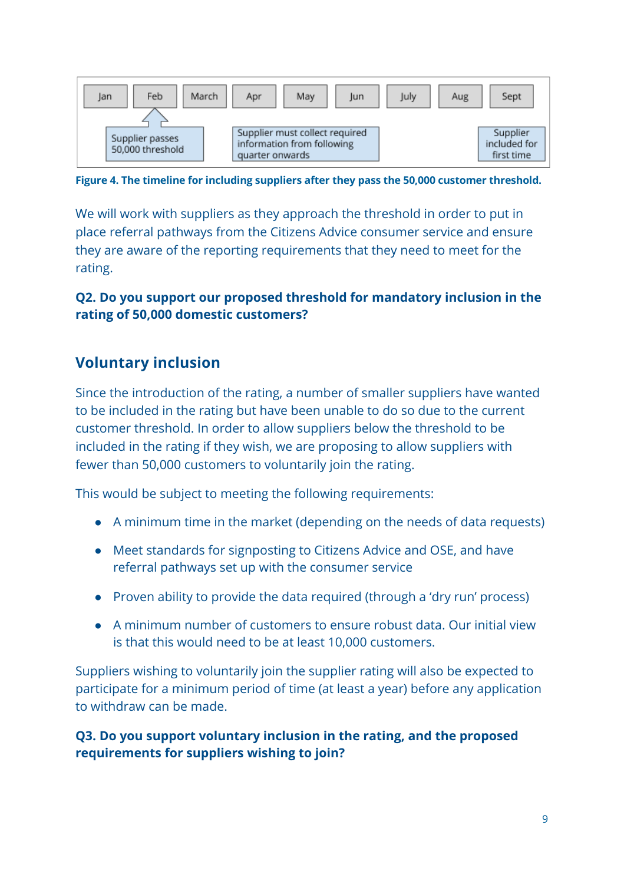| Jan | Feb | March | Apr | May | Jun | July | Aug | Sept |
|---|---|---|---|---|---|---|---|---|
| | Supplier passes 50,000 threshold | | | Supplier must collect required information from following quarter onwards | | | | Supplier included for first time |

**Figure 4. The timeline for including suppliers after they pass the 50,000 customer threshold.**

We will work with suppliers as they approach the threshold in order to put in place referral pathways from the Citizens Advice consumer service and ensure they are aware of the reporting requirements that they need to meet for the rating.

**Q2. Do you support our proposed threshold for mandatory inclusion in the rating of 50,000 domestic customers?**

## Voluntary inclusion

Since the introduction of the rating, a number of smaller suppliers have wanted to be included in the rating but have been unable to do so due to the current customer threshold. In order to allow suppliers below the threshold to be included in the rating if they wish, we are proposing to allow suppliers with fewer than 50,000 customers to voluntarily join the rating.

This would be subject to meeting the following requirements:

- A minimum time in the market (depending on the needs of data requests)
- Meet standards for signposting to Citizens Advice and OSE, and have referral pathways set up with the consumer service
- Proven ability to provide the data required (through a 'dry run' process)
- A minimum number of customers to ensure robust data. Our initial view is that this would need to be at least 10,000 customers.

Suppliers wishing to voluntarily join the supplier rating will also be expected to participate for a minimum period of time (at least a year) before any application to withdraw can be made.

**Q3. Do you support voluntary inclusion in the rating, and the proposed requirements for suppliers wishing to join?**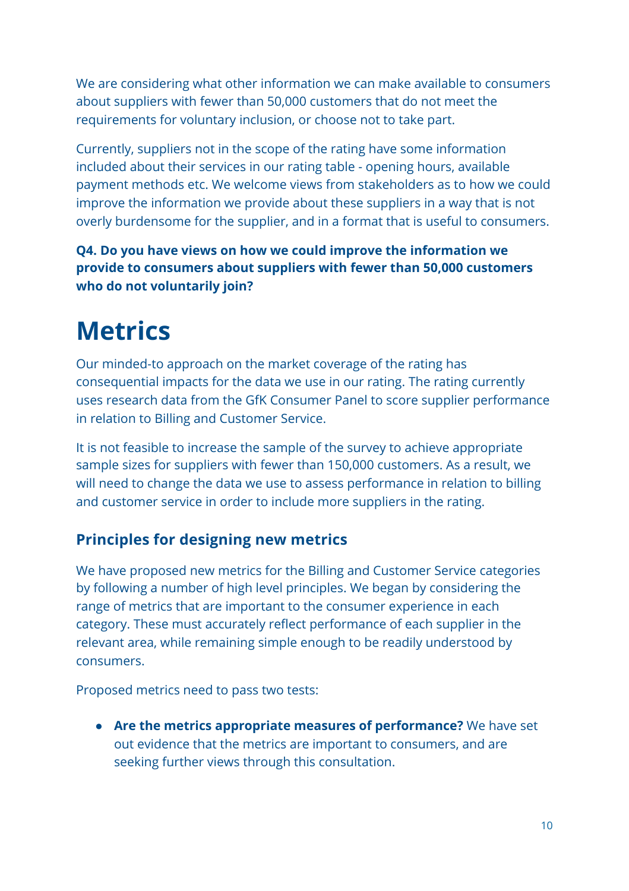We are considering what other information we can make available to consumers about suppliers with fewer than 50,000 customers that do not meet the requirements for voluntary inclusion, or choose not to take part.

Currently, suppliers not in the scope of the rating have some information included about their services in our rating table - opening hours, available payment methods etc. We welcome views from stakeholders as to how we could improve the information we provide about these suppliers in a way that is not overly burdensome for the supplier, and in a format that is useful to consumers.

**Q4. Do you have views on how we could improve the information we provide to consumers about suppliers with fewer than 50,000 customers who do not voluntarily join?**

# Metrics

Our minded-to approach on the market coverage of the rating has consequential impacts for the data we use in our rating. The rating currently uses research data from the GfK Consumer Panel to score supplier performance in relation to Billing and Customer Service.

It is not feasible to increase the sample of the survey to achieve appropriate sample sizes for suppliers with fewer than 150,000 customers. As a result, we will need to change the data we use to assess performance in relation to billing and customer service in order to include more suppliers in the rating.

## Principles for designing new metrics

We have proposed new metrics for the Billing and Customer Service categories by following a number of high level principles. We began by considering the range of metrics that are important to the consumer experience in each category. These must accurately reflect performance of each supplier in the relevant area, while remaining simple enough to be readily understood by consumers.

Proposed metrics need to pass two tests:

- **Are the metrics appropriate measures of performance?** We have set out evidence that the metrics are important to consumers, and are seeking further views through this consultation.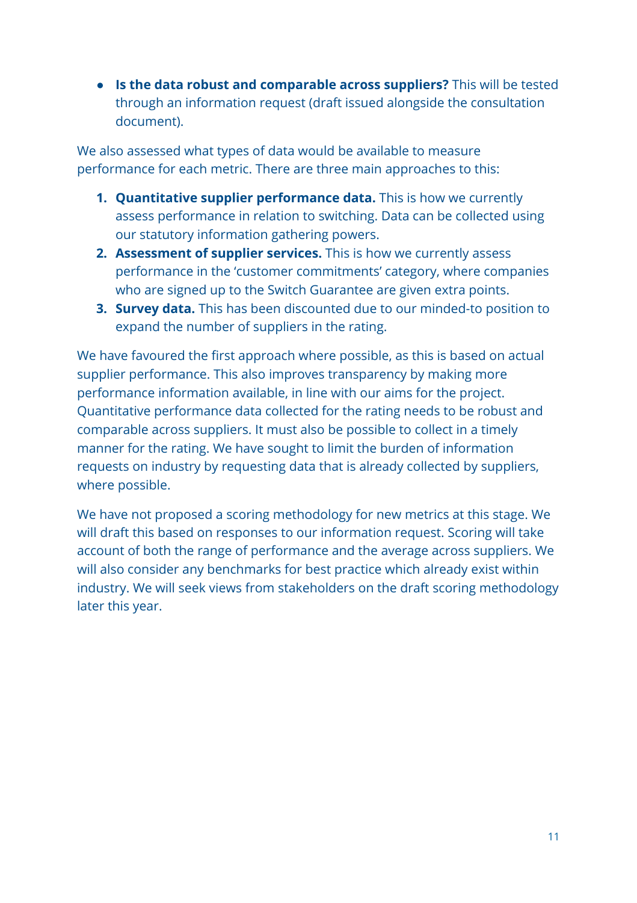- **Is the data robust and comparable across suppliers?** This will be tested through an information request (draft issued alongside the consultation document).

We also assessed what types of data would be available to measure performance for each metric. There are three main approaches to this:

1. **Quantitative supplier performance data.** This is how we currently assess performance in relation to switching. Data can be collected using our statutory information gathering powers.
2. **Assessment of supplier services.** This is how we currently assess performance in the 'customer commitments' category, where companies who are signed up to the Switch Guarantee are given extra points.
3. **Survey data.** This has been discounted due to our minded-to position to expand the number of suppliers in the rating.

We have favoured the first approach where possible, as this is based on actual supplier performance. This also improves transparency by making more performance information available, in line with our aims for the project. Quantitative performance data collected for the rating needs to be robust and comparable across suppliers. It must also be possible to collect in a timely manner for the rating. We have sought to limit the burden of information requests on industry by requesting data that is already collected by suppliers, where possible.

We have not proposed a scoring methodology for new metrics at this stage. We will draft this based on responses to our information request. Scoring will take account of both the range of performance and the average across suppliers. We will also consider any benchmarks for best practice which already exist within industry. We will seek views from stakeholders on the draft scoring methodology later this year.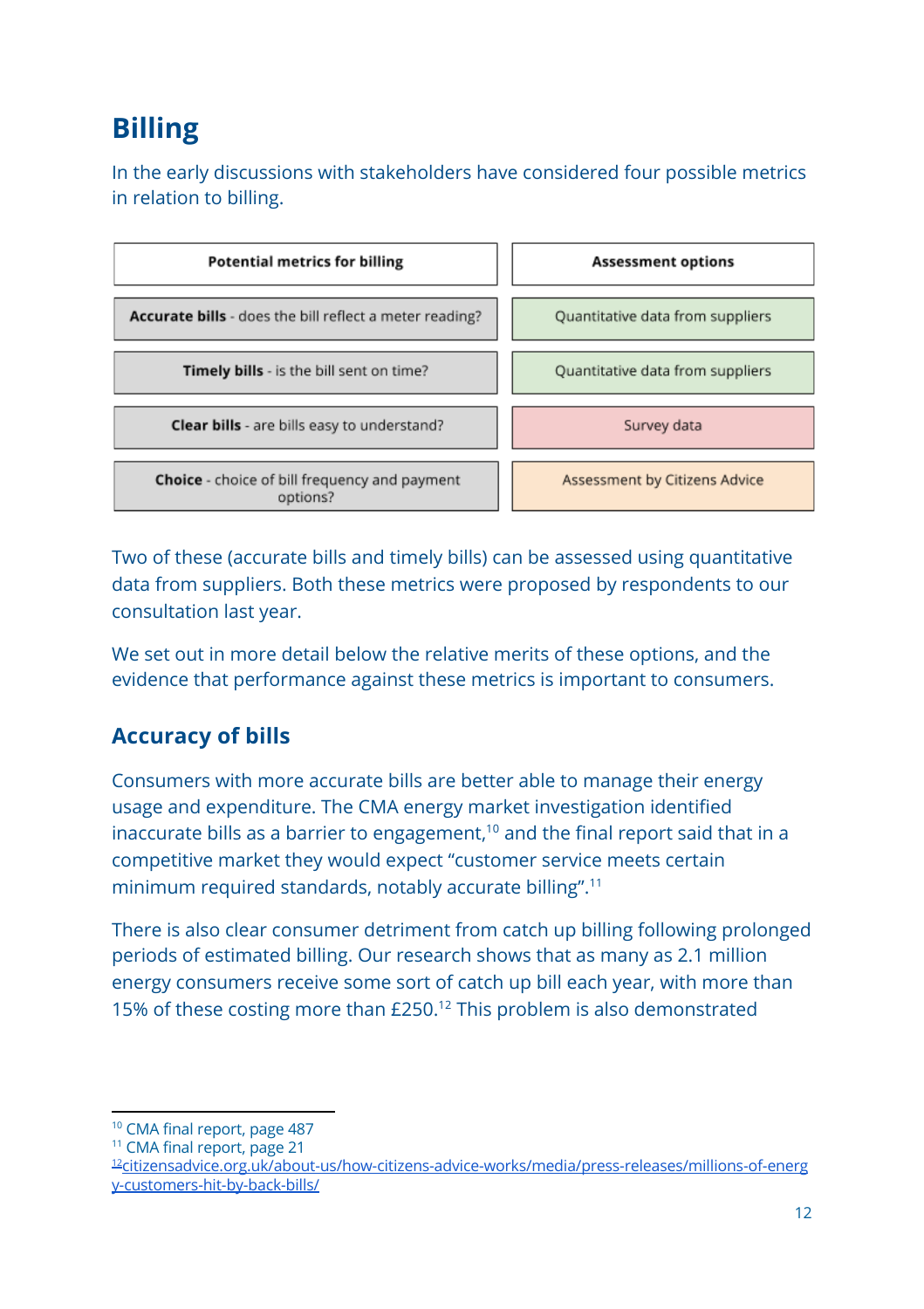## Billing

In the early discussions with stakeholders have considered four possible metrics in relation to billing.

| Potential metrics for billing | Assessment options |
|---|---|
| **Accurate bills** - does the bill reflect a meter reading? | Quantitative data from suppliers |
| **Timely bills** - is the bill sent on time? | Quantitative data from suppliers |
| **Clear bills** - are bills easy to understand? | Survey data |
| **Choice** - choice of bill frequency and payment options? | Assessment by Citizens Advice |

Two of these (accurate bills and timely bills) can be assessed using quantitative data from suppliers. Both these metrics were proposed by respondents to our consultation last year.

We set out in more detail below the relative merits of these options, and the evidence that performance against these metrics is important to consumers.

### Accuracy of bills

Consumers with more accurate bills are better able to manage their energy usage and expenditure. The CMA energy market investigation identified inaccurate bills as a barrier to engagement,[10] and the final report said that in a competitive market they would expect "customer service meets certain minimum required standards, notably accurate billing".[11]

There is also clear consumer detriment from catch up billing following prolonged periods of estimated billing. Our research shows that as many as 2.1 million energy consumers receive some sort of catch up bill each year, with more than 15% of these costing more than £250.[12] This problem is also demonstrated

---

[10] CMA final report, page 487

[11] CMA final report, page 21

[12] citizensadvice.org.uk/about-us/how-citizens-advice-works/media/press-releases/millions-of-energy-customers-hit-by-back-bills/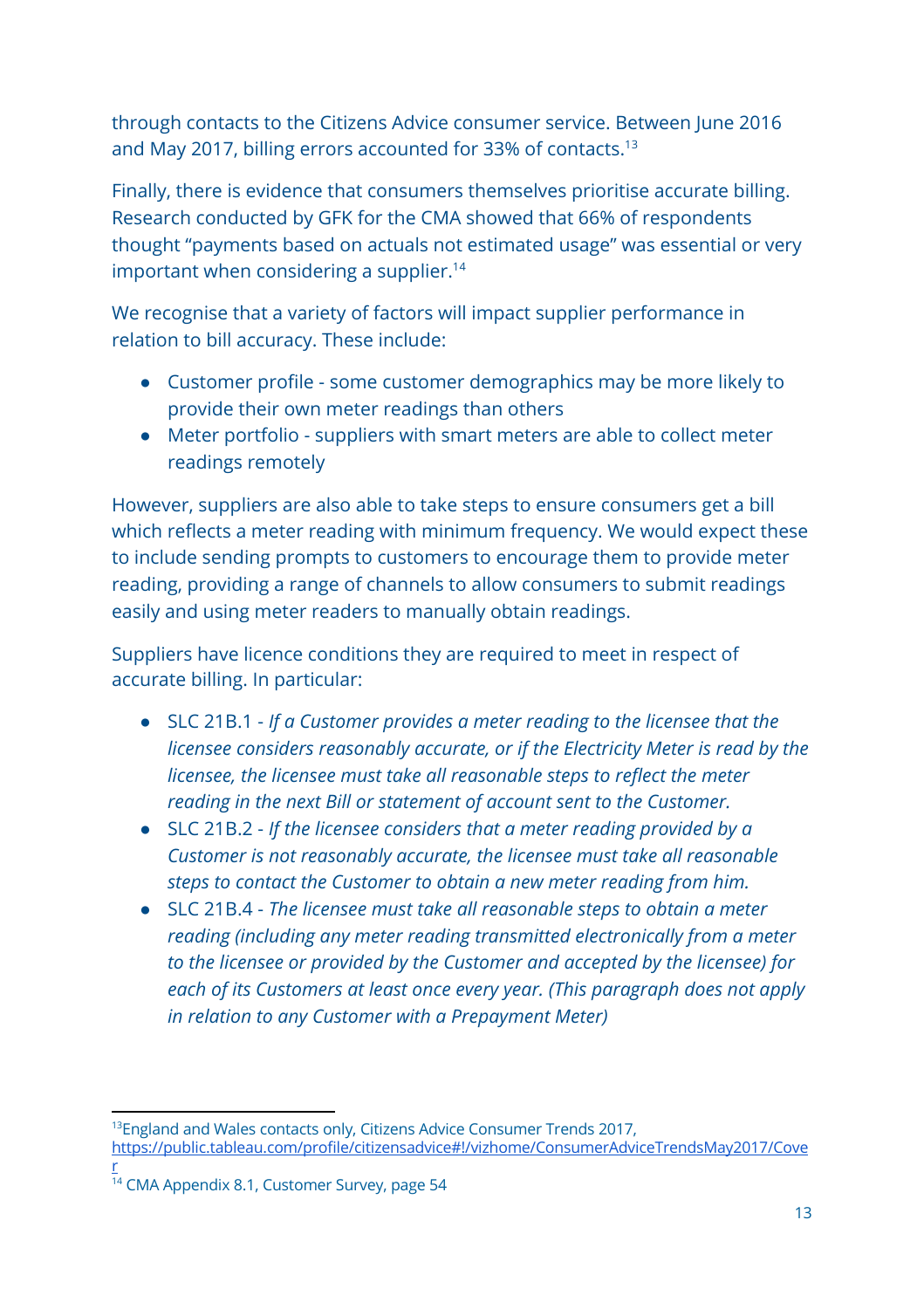through contacts to the Citizens Advice consumer service. Between June 2016 and May 2017, billing errors accounted for 33% of contacts.[13]

Finally, there is evidence that consumers themselves prioritise accurate billing. Research conducted by GFK for the CMA showed that 66% of respondents thought "payments based on actuals not estimated usage" was essential or very important when considering a supplier.[14]

We recognise that a variety of factors will impact supplier performance in relation to bill accuracy. These include:

- Customer profile - some customer demographics may be more likely to provide their own meter readings than others
- Meter portfolio - suppliers with smart meters are able to collect meter readings remotely

However, suppliers are also able to take steps to ensure consumers get a bill which reflects a meter reading with minimum frequency. We would expect these to include sending prompts to customers to encourage them to provide meter reading, providing a range of channels to allow consumers to submit readings easily and using meter readers to manually obtain readings.

Suppliers have licence conditions they are required to meet in respect of accurate billing. In particular:

- SLC 21B.1 - *If a Customer provides a meter reading to the licensee that the licensee considers reasonably accurate, or if the Electricity Meter is read by the licensee, the licensee must take all reasonable steps to reflect the meter reading in the next Bill or statement of account sent to the Customer.*
- SLC 21B.2 - *If the licensee considers that a meter reading provided by a Customer is not reasonably accurate, the licensee must take all reasonable steps to contact the Customer to obtain a new meter reading from him.*
- SLC 21B.4 - *The licensee must take all reasonable steps to obtain a meter reading (including any meter reading transmitted electronically from a meter to the licensee or provided by the Customer and accepted by the licensee) for each of its Customers at least once every year. (This paragraph does not apply in relation to any Customer with a Prepayment Meter)*

---

[13] England and Wales contacts only, Citizens Advice Consumer Trends 2017, https://public.tableau.com/profile/citizensadvice#!/vizhome/ConsumerAdviceTrendsMay2017/Cover

[14] CMA Appendix 8.1, Customer Survey, page 54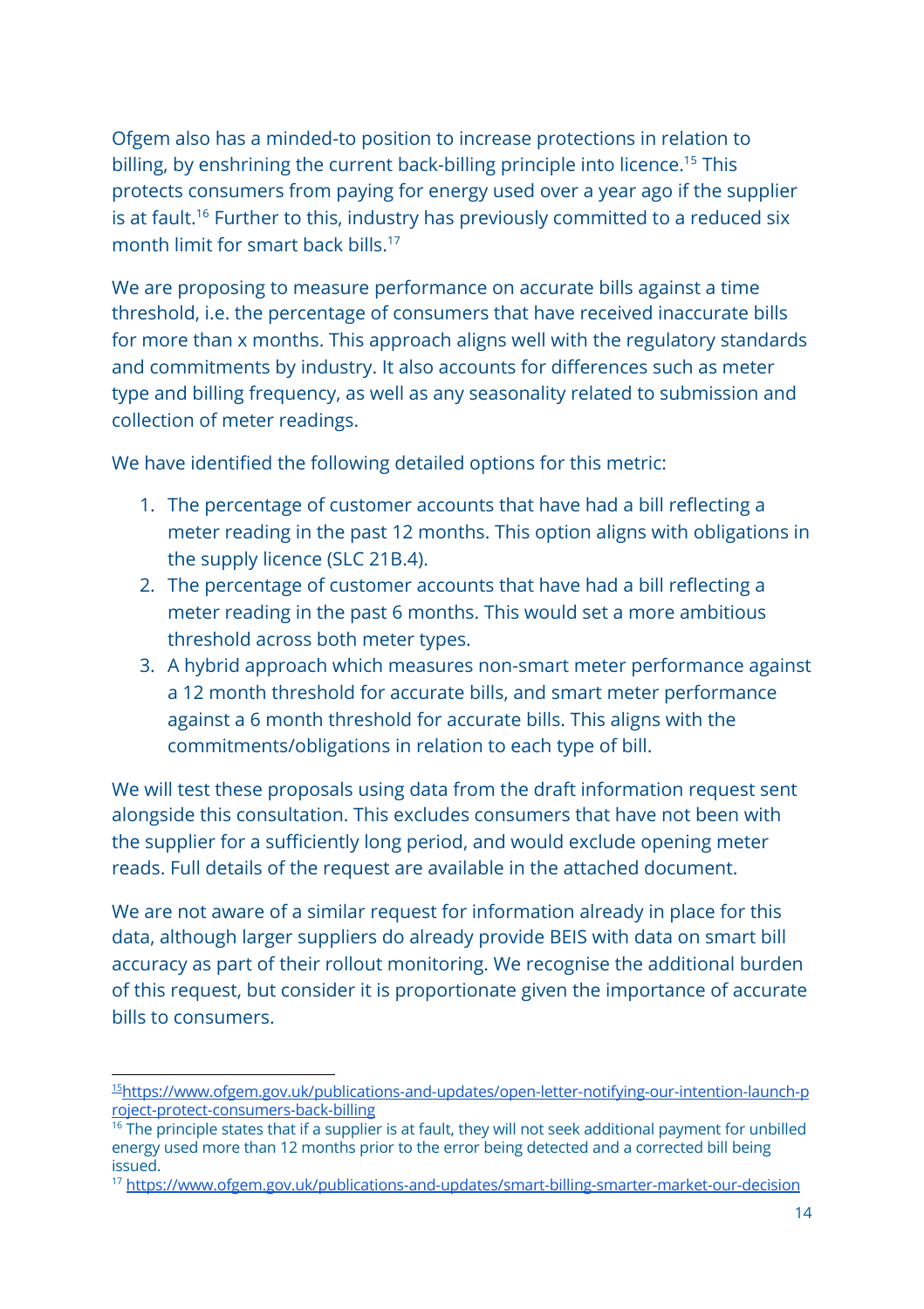Ofgem also has a minded-to position to increase protections in relation to billing, by enshrining the current back-billing principle into licence.[15] This protects consumers from paying for energy used over a year ago if the supplier is at fault.[16] Further to this, industry has previously committed to a reduced six month limit for smart back bills.[17]

We are proposing to measure performance on accurate bills against a time threshold, i.e. the percentage of consumers that have received inaccurate bills for more than x months. This approach aligns well with the regulatory standards and commitments by industry. It also accounts for differences such as meter type and billing frequency, as well as any seasonality related to submission and collection of meter readings.

We have identified the following detailed options for this metric:

1. The percentage of customer accounts that have had a bill reflecting a meter reading in the past 12 months. This option aligns with obligations in the supply licence (SLC 21B.4).
2. The percentage of customer accounts that have had a bill reflecting a meter reading in the past 6 months. This would set a more ambitious threshold across both meter types.
3. A hybrid approach which measures non-smart meter performance against a 12 month threshold for accurate bills, and smart meter performance against a 6 month threshold for accurate bills. This aligns with the commitments/obligations in relation to each type of bill.

We will test these proposals using data from the draft information request sent alongside this consultation. This excludes consumers that have not been with the supplier for a sufficiently long period, and would exclude opening meter reads. Full details of the request are available in the attached document.

We are not aware of a similar request for information already in place for this data, although larger suppliers do already provide BEIS with data on smart bill accuracy as part of their rollout monitoring. We recognise the additional burden of this request, but consider it is proportionate given the importance of accurate bills to consumers.

---

[15] https://www.ofgem.gov.uk/publications-and-updates/open-letter-notifying-our-intention-launch-project-protect-consumers-back-billing

[16] The principle states that if a supplier is at fault, they will not seek additional payment for unbilled energy used more than 12 months prior to the error being detected and a corrected bill being issued.

[17] https://www.ofgem.gov.uk/publications-and-updates/smart-billing-smarter-market-our-decision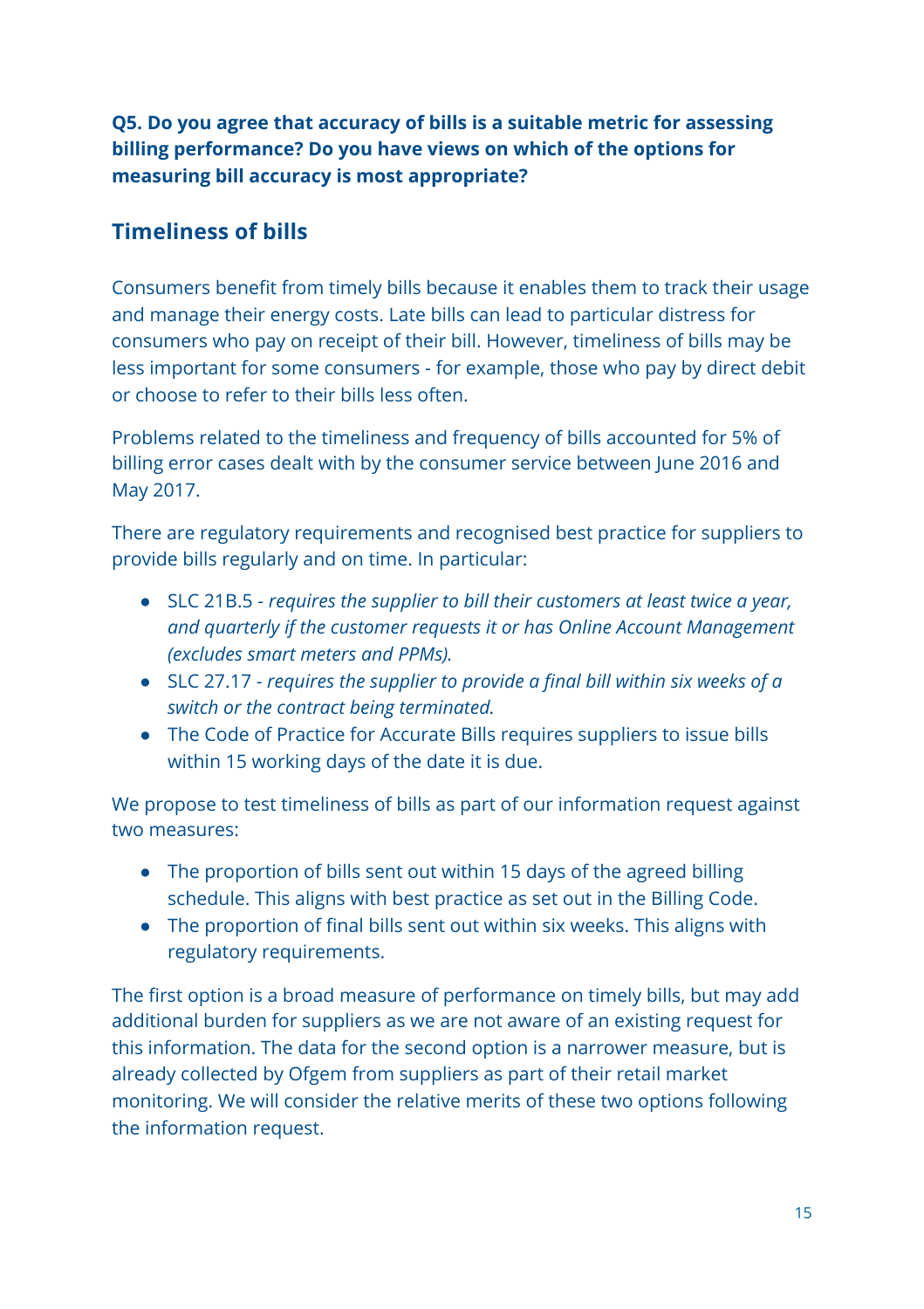**Q5. Do you agree that accuracy of bills is a suitable metric for assessing billing performance? Do you have views on which of the options for measuring bill accuracy is most appropriate?**

## Timeliness of bills

Consumers benefit from timely bills because it enables them to track their usage and manage their energy costs. Late bills can lead to particular distress for consumers who pay on receipt of their bill. However, timeliness of bills may be less important for some consumers - for example, those who pay by direct debit or choose to refer to their bills less often.

Problems related to the timeliness and frequency of bills accounted for 5% of billing error cases dealt with by the consumer service between June 2016 and May 2017.

There are regulatory requirements and recognised best practice for suppliers to provide bills regularly and on time. In particular:

- SLC 21B.5 - *requires the supplier to bill their customers at least twice a year, and quarterly if the customer requests it or has Online Account Management (excludes smart meters and PPMs).*
- SLC 27.17 - *requires the supplier to provide a final bill within six weeks of a switch or the contract being terminated.*
- The Code of Practice for Accurate Bills requires suppliers to issue bills within 15 working days of the date it is due.

We propose to test timeliness of bills as part of our information request against two measures:

- The proportion of bills sent out within 15 days of the agreed billing schedule. This aligns with best practice as set out in the Billing Code.
- The proportion of final bills sent out within six weeks. This aligns with regulatory requirements.

The first option is a broad measure of performance on timely bills, but may add additional burden for suppliers as we are not aware of an existing request for this information. The data for the second option is a narrower measure, but is already collected by Ofgem from suppliers as part of their retail market monitoring. We will consider the relative merits of these two options following the information request.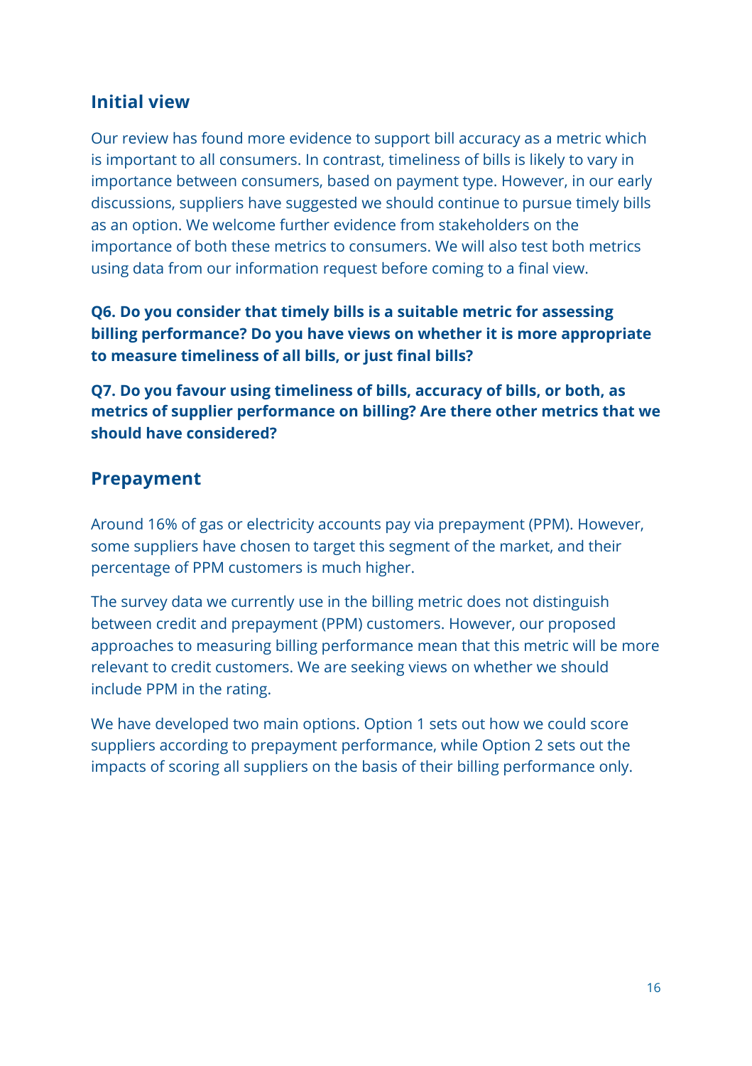## Initial view

Our review has found more evidence to support bill accuracy as a metric which is important to all consumers. In contrast, timeliness of bills is likely to vary in importance between consumers, based on payment type. However, in our early discussions, suppliers have suggested we should continue to pursue timely bills as an option. We welcome further evidence from stakeholders on the importance of both these metrics to consumers. We will also test both metrics using data from our information request before coming to a final view.

**Q6. Do you consider that timely bills is a suitable metric for assessing billing performance? Do you have views on whether it is more appropriate to measure timeliness of all bills, or just final bills?**

**Q7. Do you favour using timeliness of bills, accuracy of bills, or both, as metrics of supplier performance on billing? Are there other metrics that we should have considered?**

## Prepayment

Around 16% of gas or electricity accounts pay via prepayment (PPM). However, some suppliers have chosen to target this segment of the market, and their percentage of PPM customers is much higher.

The survey data we currently use in the billing metric does not distinguish between credit and prepayment (PPM) customers. However, our proposed approaches to measuring billing performance mean that this metric will be more relevant to credit customers. We are seeking views on whether we should include PPM in the rating.

We have developed two main options. Option 1 sets out how we could score suppliers according to prepayment performance, while Option 2 sets out the impacts of scoring all suppliers on the basis of their billing performance only.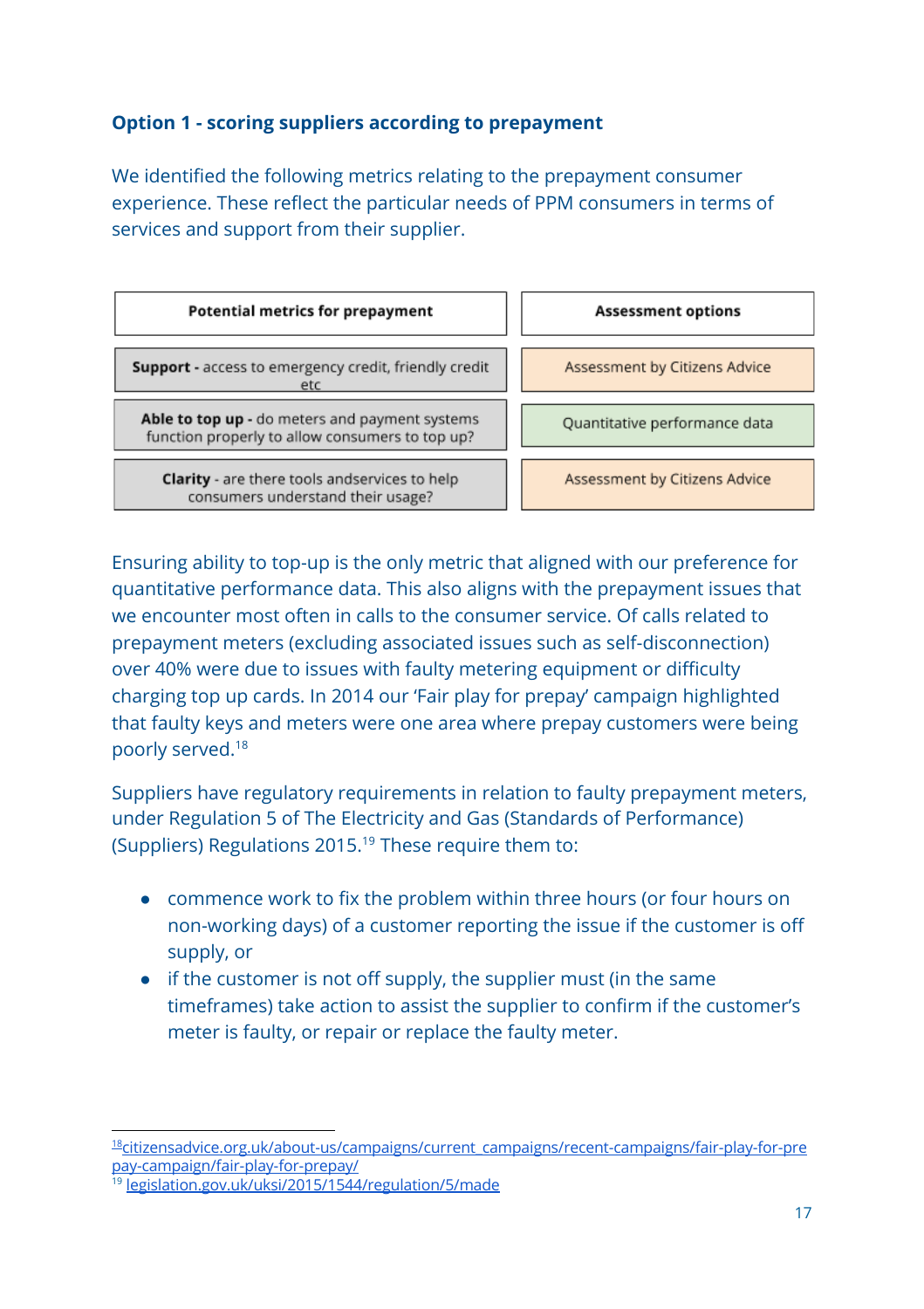### Option 1 - scoring suppliers according to prepayment

We identified the following metrics relating to the prepayment consumer experience. These reflect the particular needs of PPM consumers in terms of services and support from their supplier.

| Potential metrics for prepayment | Assessment options |
|---|---|
| **Support** - access to emergency credit, friendly credit etc | Assessment by Citizens Advice |
| **Able to top up** - do meters and payment systems function properly to allow consumers to top up? | Quantitative performance data |
| **Clarity** - are there tools andservices to help consumers understand their usage? | Assessment by Citizens Advice |

Ensuring ability to top-up is the only metric that aligned with our preference for quantitative performance data. This also aligns with the prepayment issues that we encounter most often in calls to the consumer service. Of calls related to prepayment meters (excluding associated issues such as self-disconnection) over 40% were due to issues with faulty metering equipment or difficulty charging top up cards. In 2014 our 'Fair play for prepay' campaign highlighted that faulty keys and meters were one area where prepay customers were being poorly served.[18]

Suppliers have regulatory requirements in relation to faulty prepayment meters, under Regulation 5 of The Electricity and Gas (Standards of Performance) (Suppliers) Regulations 2015.[19] These require them to:

- commence work to fix the problem within three hours (or four hours on non-working days) of a customer reporting the issue if the customer is off supply, or
- if the customer is not off supply, the supplier must (in the same timeframes) take action to assist the supplier to confirm if the customer's meter is faulty, or repair or replace the faulty meter.

---

[18] citizensadvice.org.uk/about-us/campaigns/current_campaigns/recent-campaigns/fair-play-for-prepay-campaign/fair-play-for-prepay/

[19] legislation.gov.uk/uksi/2015/1544/regulation/5/made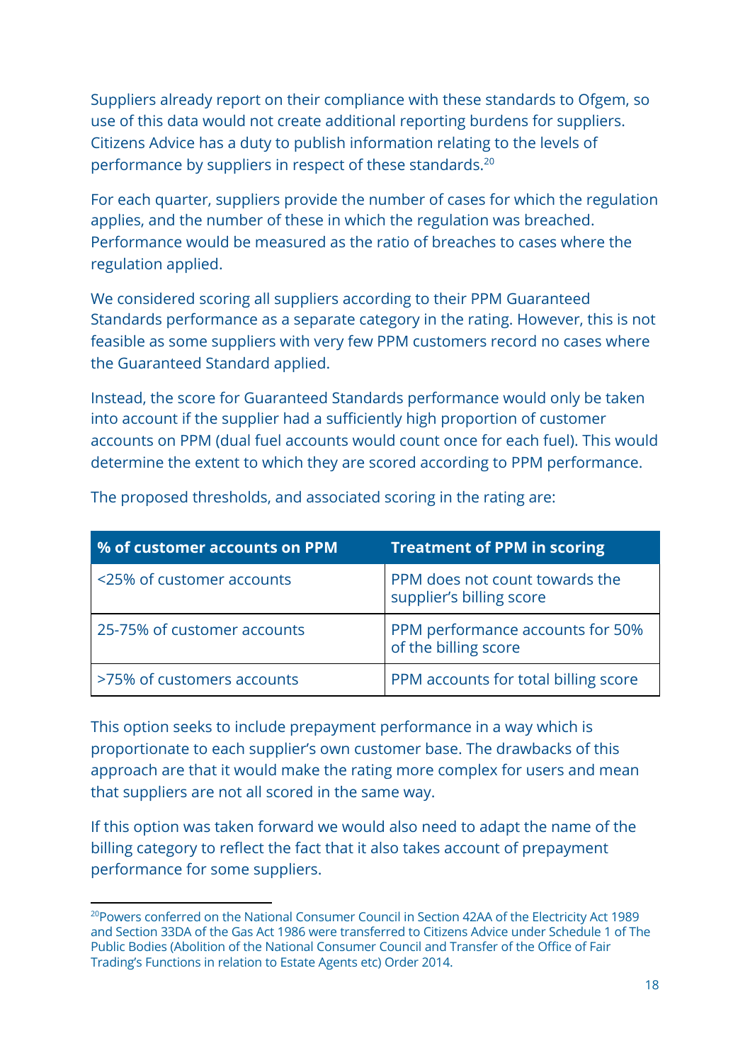Suppliers already report on their compliance with these standards to Ofgem, so use of this data would not create additional reporting burdens for suppliers. Citizens Advice has a duty to publish information relating to the levels of performance by suppliers in respect of these standards.[20]

For each quarter, suppliers provide the number of cases for which the regulation applies, and the number of these in which the regulation was breached. Performance would be measured as the ratio of breaches to cases where the regulation applied.

We considered scoring all suppliers according to their PPM Guaranteed Standards performance as a separate category in the rating. However, this is not feasible as some suppliers with very few PPM customers record no cases where the Guaranteed Standard applied.

Instead, the score for Guaranteed Standards performance would only be taken into account if the supplier had a sufficiently high proportion of customer accounts on PPM (dual fuel accounts would count once for each fuel). This would determine the extent to which they are scored according to PPM performance.

The proposed thresholds, and associated scoring in the rating are:

| % of customer accounts on PPM | Treatment of PPM in scoring |
|---|---|
| <25% of customer accounts | PPM does not count towards the supplier's billing score |
| 25-75% of customer accounts | PPM performance accounts for 50% of the billing score |
| >75% of customers accounts | PPM accounts for total billing score |

This option seeks to include prepayment performance in a way which is proportionate to each supplier's own customer base. The drawbacks of this approach are that it would make the rating more complex for users and mean that suppliers are not all scored in the same way.

If this option was taken forward we would also need to adapt the name of the billing category to reflect the fact that it also takes account of prepayment performance for some suppliers.

[20] Powers conferred on the National Consumer Council in Section 42AA of the Electricity Act 1989 and Section 33DA of the Gas Act 1986 were transferred to Citizens Advice under Schedule 1 of The Public Bodies (Abolition of the National Consumer Council and Transfer of the Office of Fair Trading's Functions in relation to Estate Agents etc) Order 2014.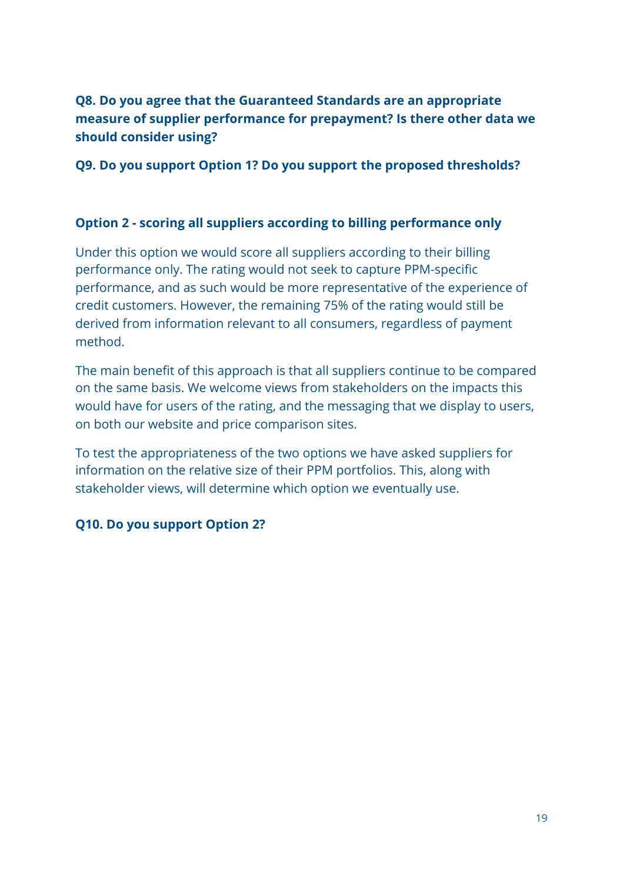**Q8. Do you agree that the Guaranteed Standards are an appropriate measure of supplier performance for prepayment? Is there other data we should consider using?**

**Q9. Do you support Option 1? Do you support the proposed thresholds?**

### Option 2 - scoring all suppliers according to billing performance only

Under this option we would score all suppliers according to their billing performance only. The rating would not seek to capture PPM-specific performance, and as such would be more representative of the experience of credit customers. However, the remaining 75% of the rating would still be derived from information relevant to all consumers, regardless of payment method.

The main benefit of this approach is that all suppliers continue to be compared on the same basis. We welcome views from stakeholders on the impacts this would have for users of the rating, and the messaging that we display to users, on both our website and price comparison sites.

To test the appropriateness of the two options we have asked suppliers for information on the relative size of their PPM portfolios. This, along with stakeholder views, will determine which option we eventually use.

**Q10. Do you support Option 2?**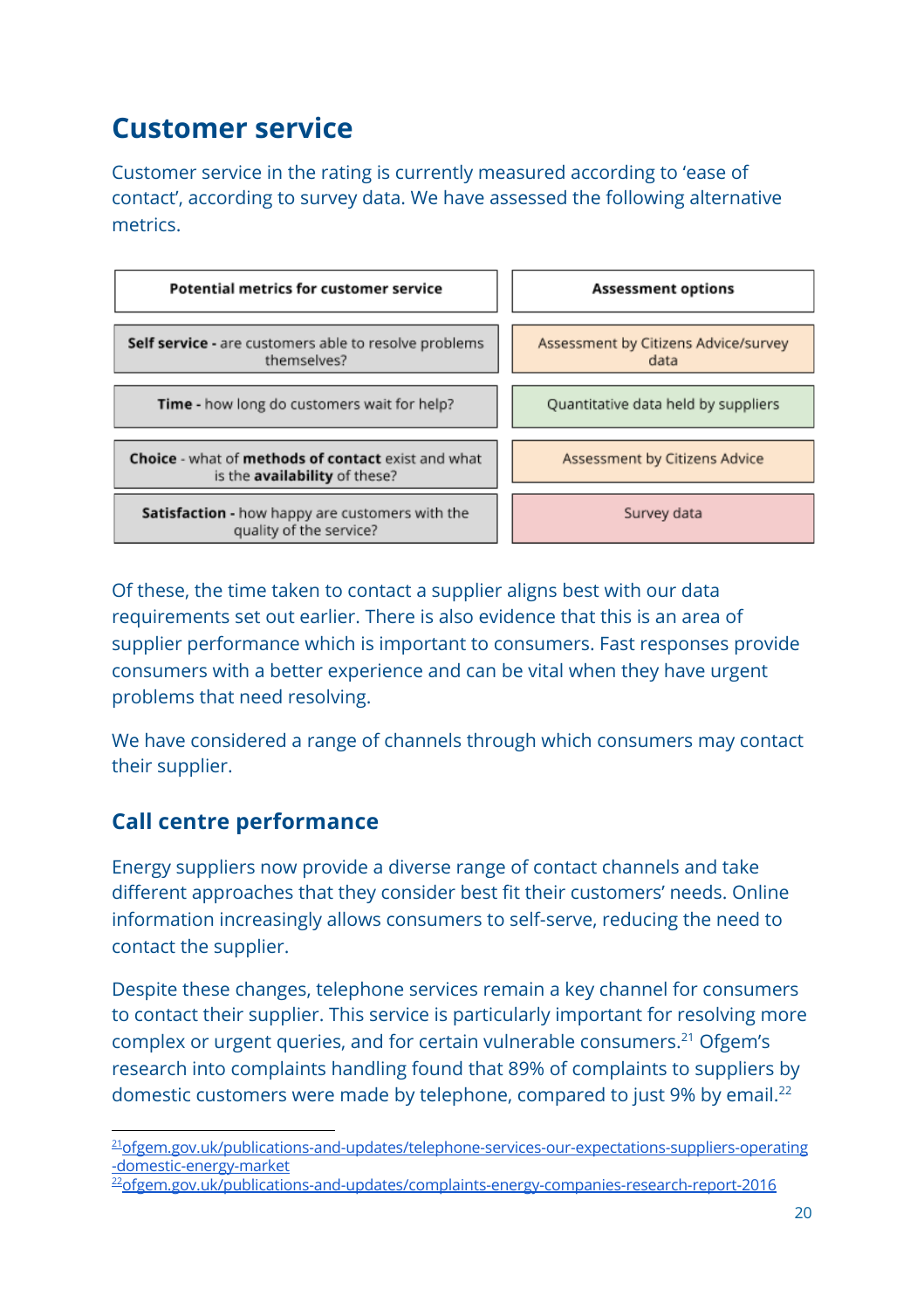## Customer service

Customer service in the rating is currently measured according to 'ease of contact', according to survey data. We have assessed the following alternative metrics.

| Potential metrics for customer service | Assessment options |
|---|---|
| **Self service -** are customers able to resolve problems themselves? | Assessment by Citizens Advice/survey data |
| **Time -** how long do customers wait for help? | Quantitative data held by suppliers |
| **Choice** - what of **methods of contact** exist and what is the **availability** of these? | Assessment by Citizens Advice |
| **Satisfaction -** how happy are customers with the quality of the service? | Survey data |

Of these, the time taken to contact a supplier aligns best with our data requirements set out earlier. There is also evidence that this is an area of supplier performance which is important to consumers. Fast responses provide consumers with a better experience and can be vital when they have urgent problems that need resolving.

We have considered a range of channels through which consumers may contact their supplier.

### Call centre performance

Energy suppliers now provide a diverse range of contact channels and take different approaches that they consider best fit their customers' needs. Online information increasingly allows consumers to self-serve, reducing the need to contact the supplier.

Despite these changes, telephone services remain a key channel for consumers to contact their supplier. This service is particularly important for resolving more complex or urgent queries, and for certain vulnerable consumers.[21] Ofgem's research into complaints handling found that 89% of complaints to suppliers by domestic customers were made by telephone, compared to just 9% by email.[22]

[21] ofgem.gov.uk/publications-and-updates/telephone-services-our-expectations-suppliers-operating-domestic-energy-market
[22] ofgem.gov.uk/publications-and-updates/complaints-energy-companies-research-report-2016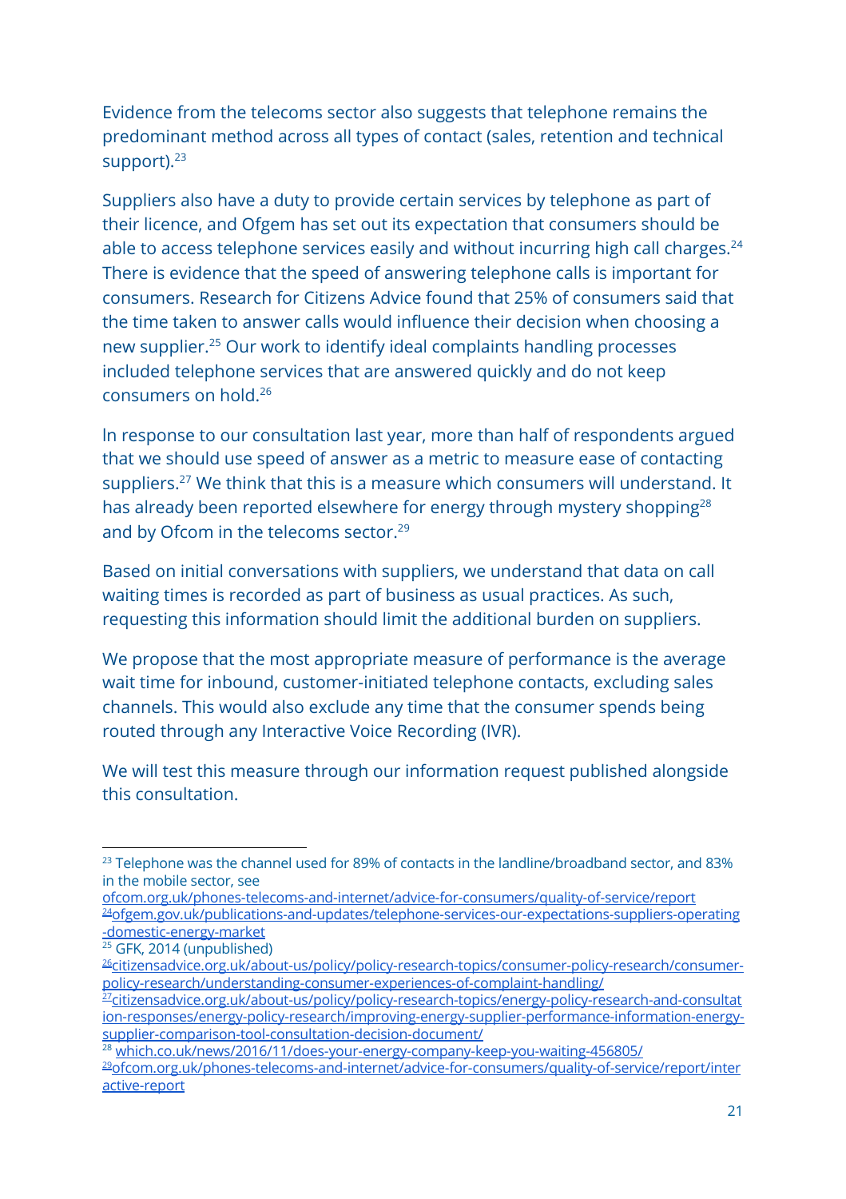Evidence from the telecoms sector also suggests that telephone remains the predominant method across all types of contact (sales, retention and technical support).[23]

Suppliers also have a duty to provide certain services by telephone as part of their licence, and Ofgem has set out its expectation that consumers should be able to access telephone services easily and without incurring high call charges.[24] There is evidence that the speed of answering telephone calls is important for consumers. Research for Citizens Advice found that 25% of consumers said that the time taken to answer calls would influence their decision when choosing a new supplier.[25] Our work to identify ideal complaints handling processes included telephone services that are answered quickly and do not keep consumers on hold.[26]

In response to our consultation last year, more than half of respondents argued that we should use speed of answer as a metric to measure ease of contacting suppliers.[27] We think that this is a measure which consumers will understand. It has already been reported elsewhere for energy through mystery shopping[28] and by Ofcom in the telecoms sector.[29]

Based on initial conversations with suppliers, we understand that data on call waiting times is recorded as part of business as usual practices. As such, requesting this information should limit the additional burden on suppliers.

We propose that the most appropriate measure of performance is the average wait time for inbound, customer-initiated telephone contacts, excluding sales channels. This would also exclude any time that the consumer spends being routed through any Interactive Voice Recording (IVR).

We will test this measure through our information request published alongside this consultation.

---

[23] Telephone was the channel used for 89% of contacts in the landline/broadband sector, and 83% in the mobile sector, see ofcom.org.uk/phones-telecoms-and-internet/advice-for-consumers/quality-of-service/report

[24] ofgem.gov.uk/publications-and-updates/telephone-services-our-expectations-suppliers-operating-domestic-energy-market

[25] GFK, 2014 (unpublished)

[26] citizensadvice.org.uk/about-us/policy/policy-research-topics/consumer-policy-research/consumer-policy-research/understanding-consumer-experiences-of-complaint-handling/

[27] citizensadvice.org.uk/about-us/policy/policy-research-topics/energy-policy-research-and-consultation-responses/energy-policy-research/improving-energy-supplier-performance-information-energy-supplier-comparison-tool-consultation-decision-document/

[28] which.co.uk/news/2016/11/does-your-energy-company-keep-you-waiting-456805/

[29] ofcom.org.uk/phones-telecoms-and-internet/advice-for-consumers/quality-of-service/report/interactive-report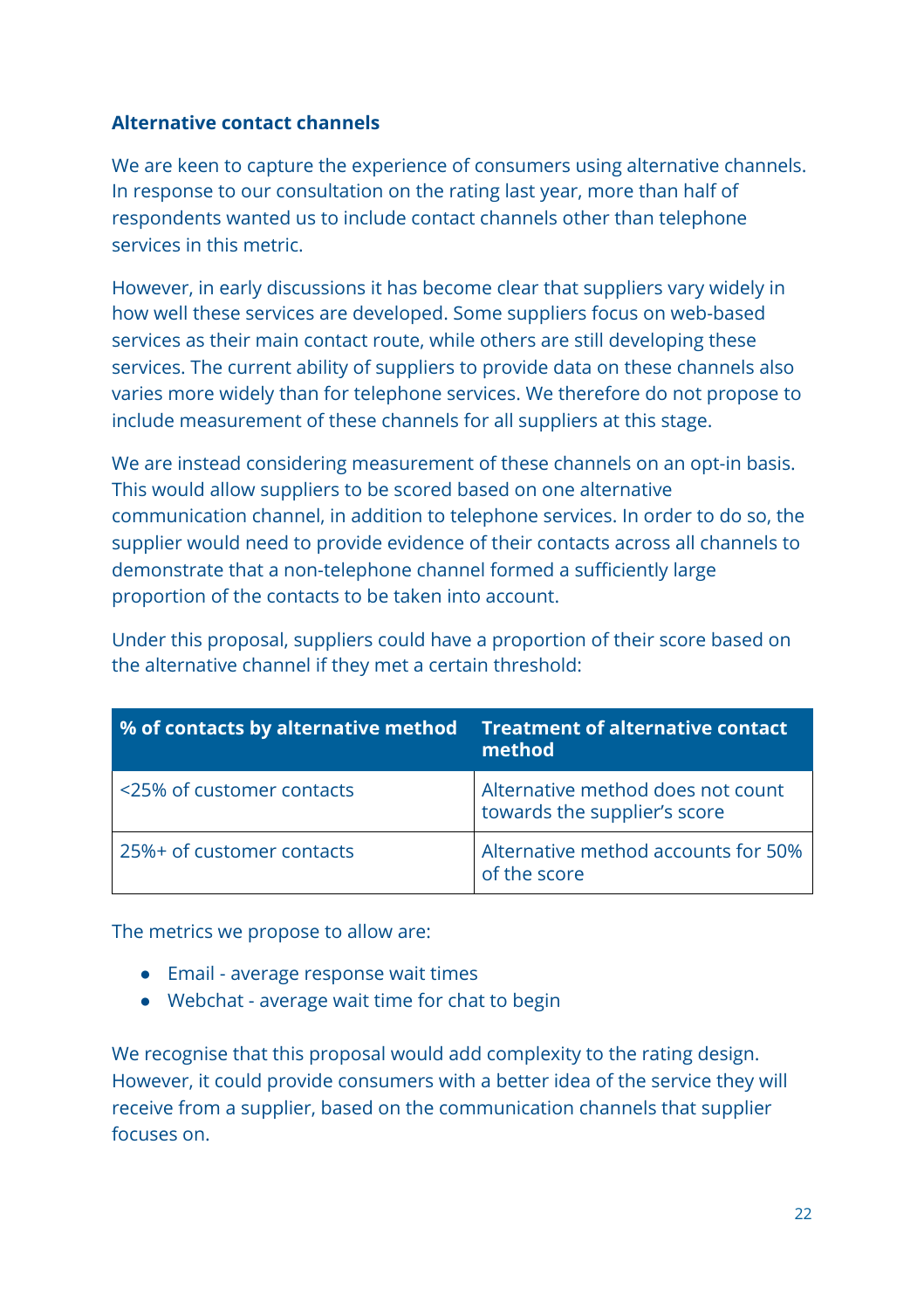**Alternative contact channels**

We are keen to capture the experience of consumers using alternative channels. In response to our consultation on the rating last year, more than half of respondents wanted us to include contact channels other than telephone services in this metric.

However, in early discussions it has become clear that suppliers vary widely in how well these services are developed. Some suppliers focus on web-based services as their main contact route, while others are still developing these services. The current ability of suppliers to provide data on these channels also varies more widely than for telephone services. We therefore do not propose to include measurement of these channels for all suppliers at this stage.

We are instead considering measurement of these channels on an opt-in basis. This would allow suppliers to be scored based on one alternative communication channel, in addition to telephone services. In order to do so, the supplier would need to provide evidence of their contacts across all channels to demonstrate that a non-telephone channel formed a sufficiently large proportion of the contacts to be taken into account.

Under this proposal, suppliers could have a proportion of their score based on the alternative channel if they met a certain threshold:

| % of contacts by alternative method | Treatment of alternative contact method |
| --- | --- |
| <25% of customer contacts | Alternative method does not count towards the supplier's score |
| 25%+ of customer contacts | Alternative method accounts for 50% of the score |

The metrics we propose to allow are:

- Email - average response wait times
- Webchat - average wait time for chat to begin

We recognise that this proposal would add complexity to the rating design. However, it could provide consumers with a better idea of the service they will receive from a supplier, based on the communication channels that supplier focuses on.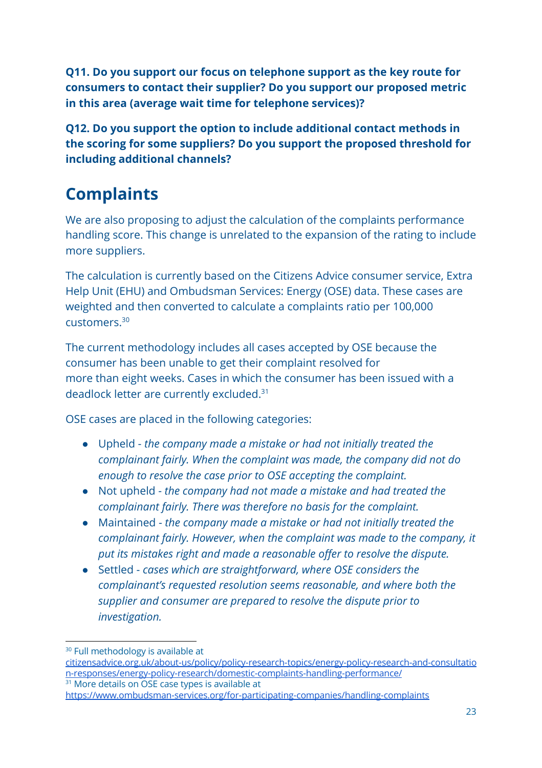**Q11. Do you support our focus on telephone support as the key route for consumers to contact their supplier? Do you support our proposed metric in this area (average wait time for telephone services)?**

**Q12. Do you support the option to include additional contact methods in the scoring for some suppliers? Do you support the proposed threshold for including additional channels?**

## Complaints

We are also proposing to adjust the calculation of the complaints performance handling score. This change is unrelated to the expansion of the rating to include more suppliers.

The calculation is currently based on the Citizens Advice consumer service, Extra Help Unit (EHU) and Ombudsman Services: Energy (OSE) data. These cases are weighted and then converted to calculate a complaints ratio per 100,000 customers.[30]

The current methodology includes all cases accepted by OSE because the consumer has been unable to get their complaint resolved for more than eight weeks. Cases in which the consumer has been issued with a deadlock letter are currently excluded.[31]

OSE cases are placed in the following categories:

- Upheld - *the company made a mistake or had not initially treated the complainant fairly. When the complaint was made, the company did not do enough to resolve the case prior to OSE accepting the complaint.*
- Not upheld - *the company had not made a mistake and had treated the complainant fairly. There was therefore no basis for the complaint.*
- Maintained - *the company made a mistake or had not initially treated the complainant fairly. However, when the complaint was made to the company, it put its mistakes right and made a reasonable offer to resolve the dispute.*
- Settled - *cases which are straightforward, where OSE considers the complainant's requested resolution seems reasonable, and where both the supplier and consumer are prepared to resolve the dispute prior to investigation.*

---

[30] Full methodology is available at citizensadvice.org.uk/about-us/policy/policy-research-topics/energy-policy-research-and-consultation-responses/energy-policy-research/domestic-complaints-handling-performance/

[31] More details on OSE case types is available at https://www.ombudsman-services.org/for-participating-companies/handling-complaints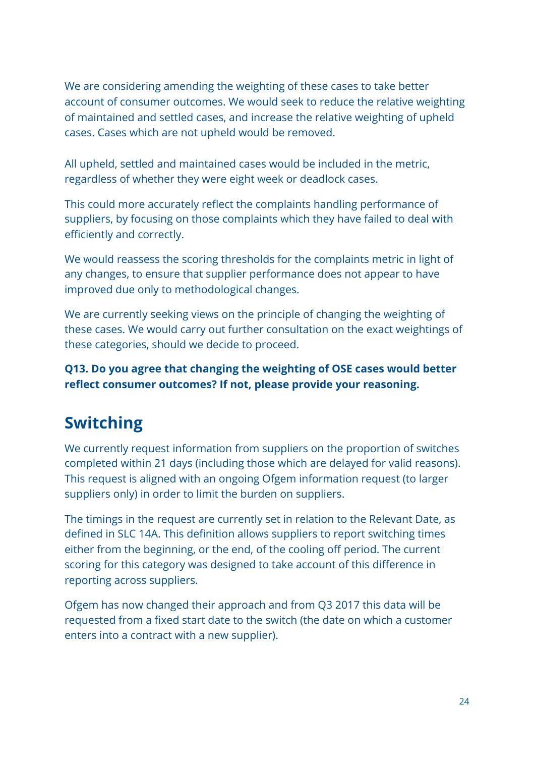We are considering amending the weighting of these cases to take better account of consumer outcomes. We would seek to reduce the relative weighting of maintained and settled cases, and increase the relative weighting of upheld cases. Cases which are not upheld would be removed.

All upheld, settled and maintained cases would be included in the metric, regardless of whether they were eight week or deadlock cases.

This could more accurately reflect the complaints handling performance of suppliers, by focusing on those complaints which they have failed to deal with efficiently and correctly.

We would reassess the scoring thresholds for the complaints metric in light of any changes, to ensure that supplier performance does not appear to have improved due only to methodological changes.

We are currently seeking views on the principle of changing the weighting of these cases. We would carry out further consultation on the exact weightings of these categories, should we decide to proceed.

**Q13. Do you agree that changing the weighting of OSE cases would better reflect consumer outcomes? If not, please provide your reasoning.**

## Switching

We currently request information from suppliers on the proportion of switches completed within 21 days (including those which are delayed for valid reasons). This request is aligned with an ongoing Ofgem information request (to larger suppliers only) in order to limit the burden on suppliers.

The timings in the request are currently set in relation to the Relevant Date, as defined in SLC 14A. This definition allows suppliers to report switching times either from the beginning, or the end, of the cooling off period. The current scoring for this category was designed to take account of this difference in reporting across suppliers.

Ofgem has now changed their approach and from Q3 2017 this data will be requested from a fixed start date to the switch (the date on which a customer enters into a contract with a new supplier).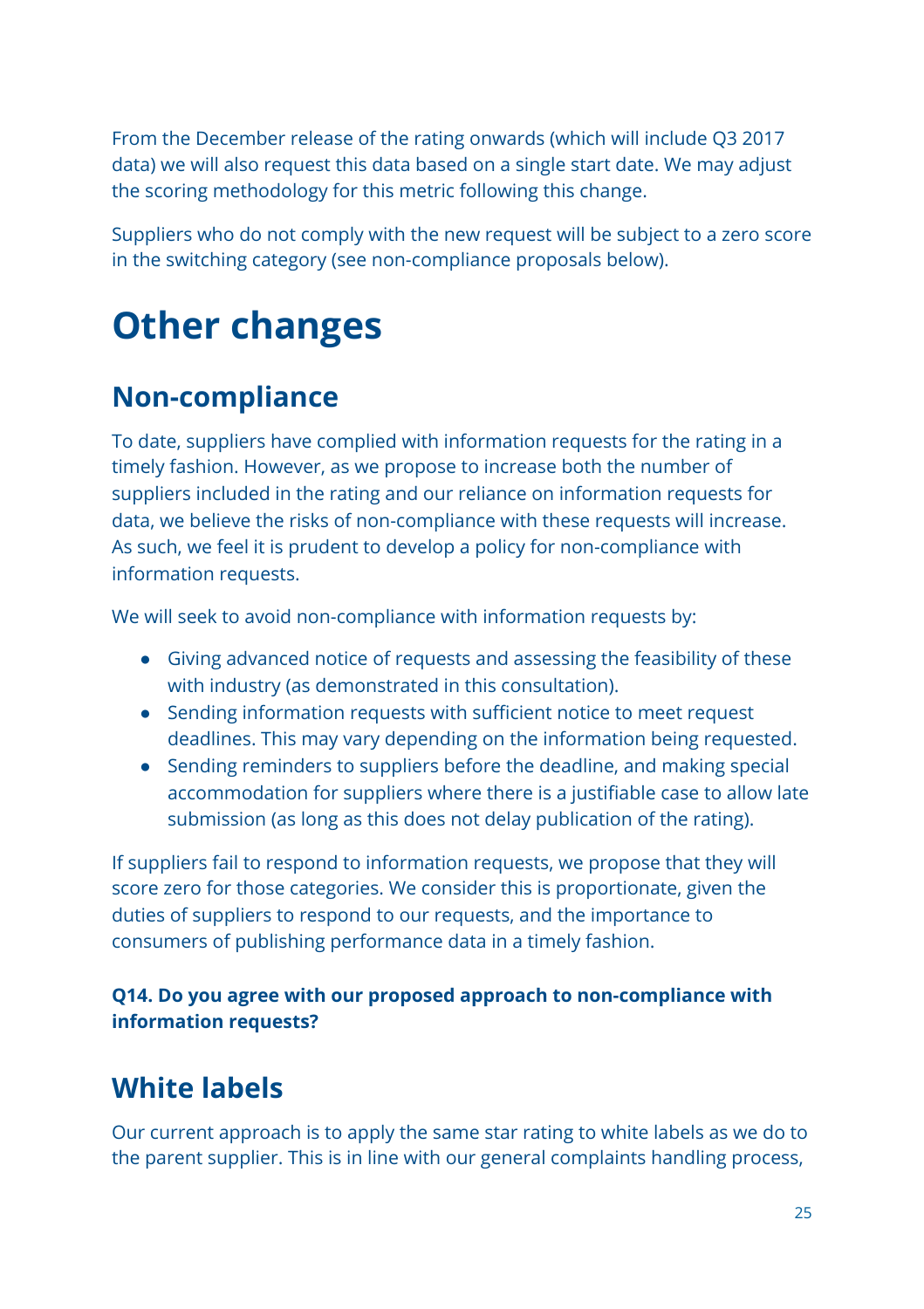From the December release of the rating onwards (which will include Q3 2017 data) we will also request this data based on a single start date. We may adjust the scoring methodology for this metric following this change.

Suppliers who do not comply with the new request will be subject to a zero score in the switching category (see non-compliance proposals below).

# Other changes

## Non-compliance

To date, suppliers have complied with information requests for the rating in a timely fashion. However, as we propose to increase both the number of suppliers included in the rating and our reliance on information requests for data, we believe the risks of non-compliance with these requests will increase. As such, we feel it is prudent to develop a policy for non-compliance with information requests.

We will seek to avoid non-compliance with information requests by:

- Giving advanced notice of requests and assessing the feasibility of these with industry (as demonstrated in this consultation).
- Sending information requests with sufficient notice to meet request deadlines. This may vary depending on the information being requested.
- Sending reminders to suppliers before the deadline, and making special accommodation for suppliers where there is a justifiable case to allow late submission (as long as this does not delay publication of the rating).

If suppliers fail to respond to information requests, we propose that they will score zero for those categories. We consider this is proportionate, given the duties of suppliers to respond to our requests, and the importance to consumers of publishing performance data in a timely fashion.

**Q14. Do you agree with our proposed approach to non-compliance with information requests?**

## White labels

Our current approach is to apply the same star rating to white labels as we do to the parent supplier. This is in line with our general complaints handling process,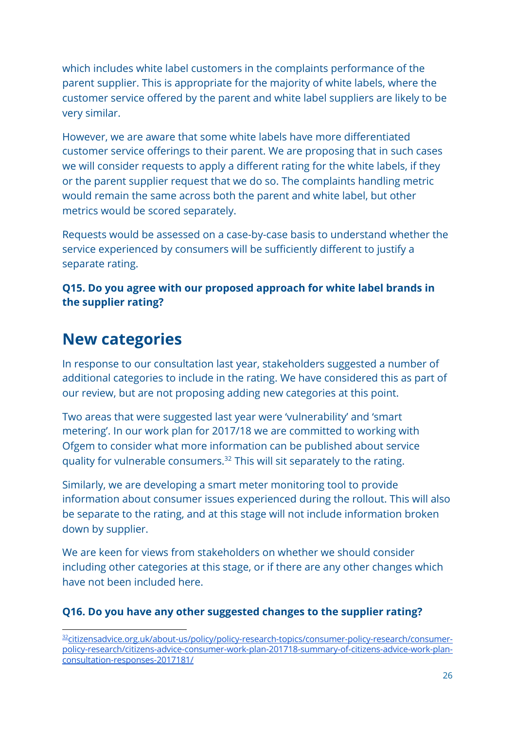which includes white label customers in the complaints performance of the parent supplier. This is appropriate for the majority of white labels, where the customer service offered by the parent and white label suppliers are likely to be very similar.

However, we are aware that some white labels have more differentiated customer service offerings to their parent. We are proposing that in such cases we will consider requests to apply a different rating for the white labels, if they or the parent supplier request that we do so. The complaints handling metric would remain the same across both the parent and white label, but other metrics would be scored separately.

Requests would be assessed on a case-by-case basis to understand whether the service experienced by consumers will be sufficiently different to justify a separate rating.

**Q15. Do you agree with our proposed approach for white label brands in the supplier rating?**

## New categories

In response to our consultation last year, stakeholders suggested a number of additional categories to include in the rating. We have considered this as part of our review, but are not proposing adding new categories at this point.

Two areas that were suggested last year were 'vulnerability' and 'smart metering'. In our work plan for 2017/18 we are committed to working with Ofgem to consider what more information can be published about service quality for vulnerable consumers.[32] This will sit separately to the rating.

Similarly, we are developing a smart meter monitoring tool to provide information about consumer issues experienced during the rollout. This will also be separate to the rating, and at this stage will not include information broken down by supplier.

We are keen for views from stakeholders on whether we should consider including other categories at this stage, or if there are any other changes which have not been included here.

**Q16. Do you have any other suggested changes to the supplier rating?**

[32] citizensadvice.org.uk/about-us/policy/policy-research-topics/consumer-policy-research/consumer-policy-research/citizens-advice-consumer-work-plan-201718-summary-of-citizens-advice-work-plan-consultation-responses-2017181/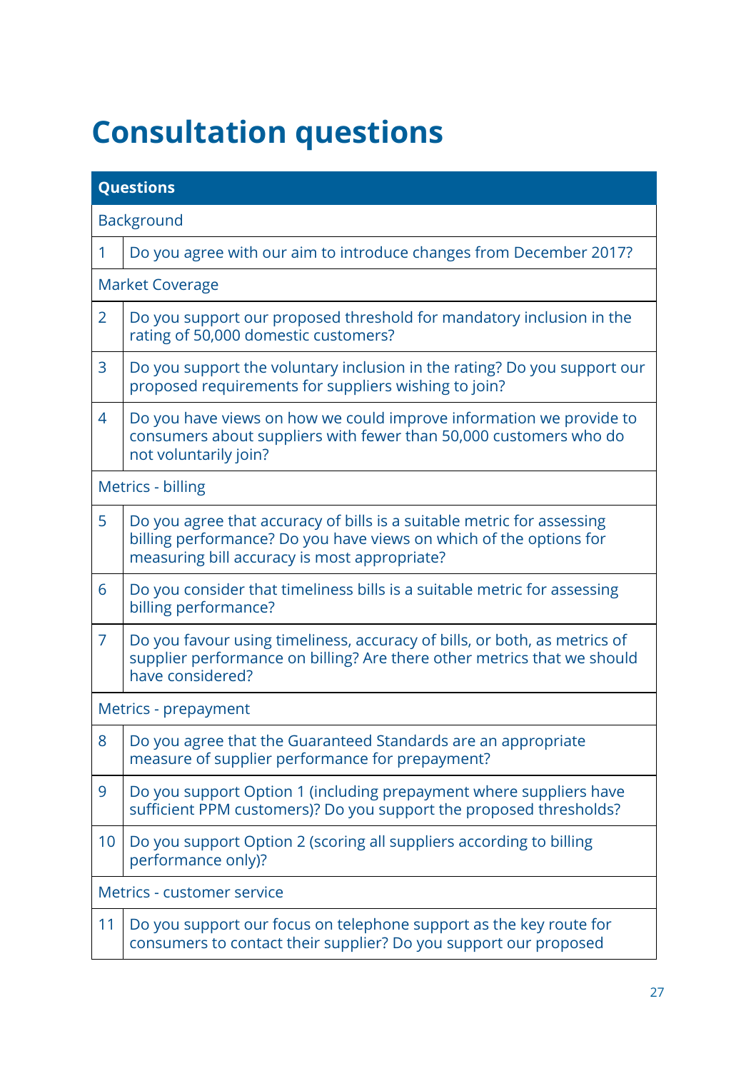# Consultation questions

| Questions | |
|---|---|
| Background | |
| 1 | Do you agree with our aim to introduce changes from December 2017? |
| Market Coverage | |
| 2 | Do you support our proposed threshold for mandatory inclusion in the rating of 50,000 domestic customers? |
| 3 | Do you support the voluntary inclusion in the rating? Do you support our proposed requirements for suppliers wishing to join? |
| 4 | Do you have views on how we could improve information we provide to consumers about suppliers with fewer than 50,000 customers who do not voluntarily join? |
| Metrics - billing | |
| 5 | Do you agree that accuracy of bills is a suitable metric for assessing billing performance? Do you have views on which of the options for measuring bill accuracy is most appropriate? |
| 6 | Do you consider that timeliness bills is a suitable metric for assessing billing performance? |
| 7 | Do you favour using timeliness, accuracy of bills, or both, as metrics of supplier performance on billing? Are there other metrics that we should have considered? |
| Metrics - prepayment | |
| 8 | Do you agree that the Guaranteed Standards are an appropriate measure of supplier performance for prepayment? |
| 9 | Do you support Option 1 (including prepayment where suppliers have sufficient PPM customers)? Do you support the proposed thresholds? |
| 10 | Do you support Option 2 (scoring all suppliers according to billing performance only)? |
| Metrics - customer service | |
| 11 | Do you support our focus on telephone support as the key route for consumers to contact their supplier? Do you support our proposed |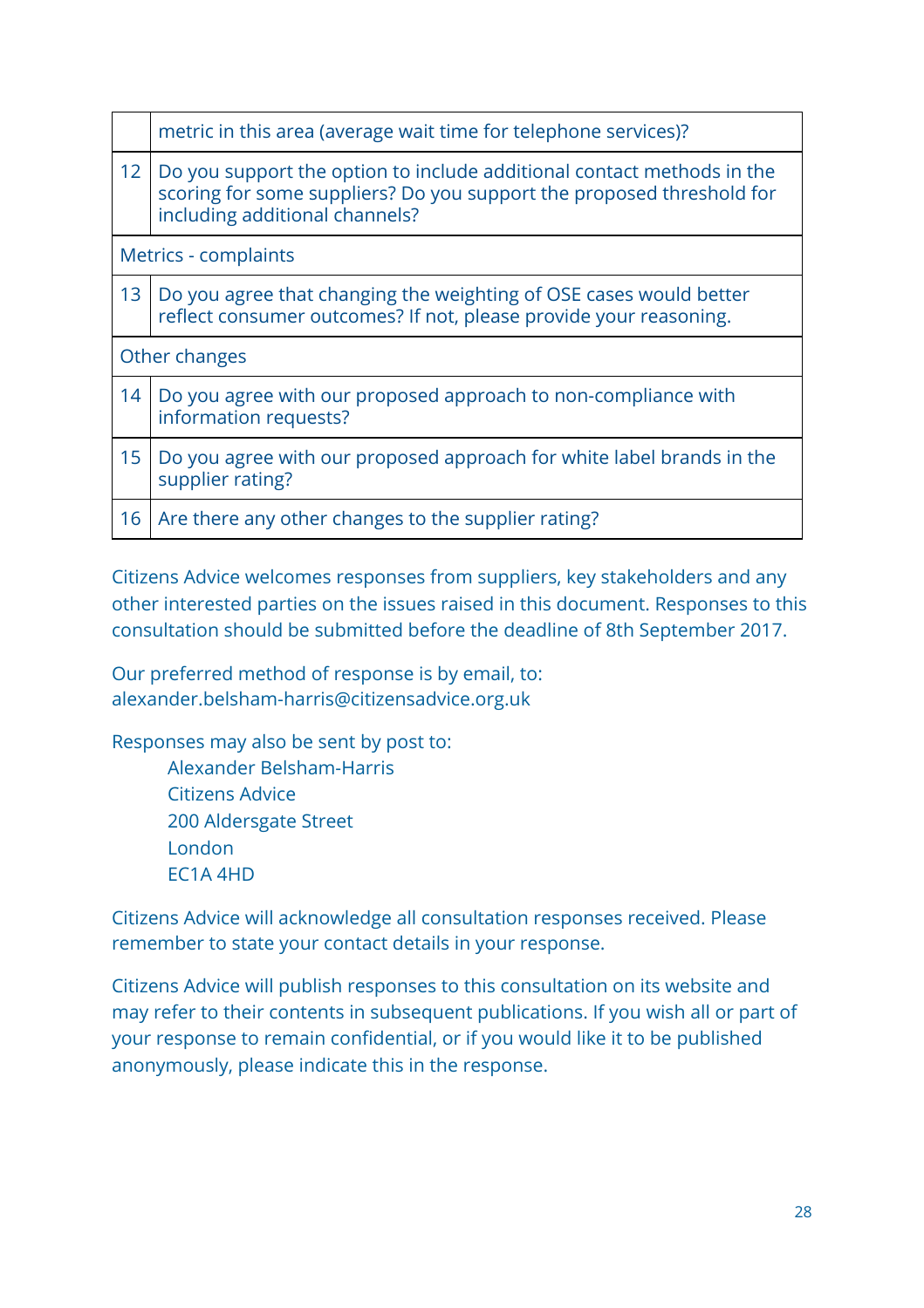| | |
|---|---|
| | metric in this area (average wait time for telephone services)? |
| 12 | Do you support the option to include additional contact methods in the scoring for some suppliers? Do you support the proposed threshold for including additional channels? |
| Metrics - complaints | |
| 13 | Do you agree that changing the weighting of OSE cases would better reflect consumer outcomes? If not, please provide your reasoning. |
| Other changes | |
| 14 | Do you agree with our proposed approach to non-compliance with information requests? |
| 15 | Do you agree with our proposed approach for white label brands in the supplier rating? |
| 16 | Are there any other changes to the supplier rating? |

Citizens Advice welcomes responses from suppliers, key stakeholders and any other interested parties on the issues raised in this document. Responses to this consultation should be submitted before the deadline of 8th September 2017.

Our preferred method of response is by email, to:
alexander.belsham-harris@citizensadvice.org.uk

Responses may also be sent by post to:

Alexander Belsham-Harris
Citizens Advice
200 Aldersgate Street
London
EC1A 4HD

Citizens Advice will acknowledge all consultation responses received. Please remember to state your contact details in your response.

Citizens Advice will publish responses to this consultation on its website and may refer to their contents in subsequent publications. If you wish all or part of your response to remain confidential, or if you would like it to be published anonymously, please indicate this in the response.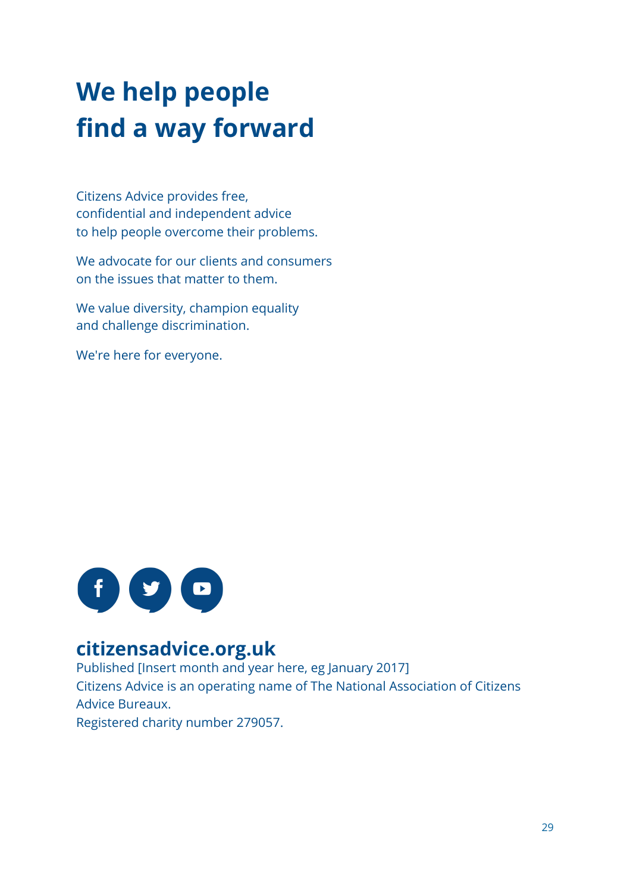# We help people find a way forward

Citizens Advice provides free, confidential and independent advice to help people overcome their problems.

We advocate for our clients and consumers on the issues that matter to them.

We value diversity, champion equality and challenge discrimination.

We're here for everyone.

## citizensadvice.org.uk

Published [Insert month and year here, eg January 2017]
Citizens Advice is an operating name of The National Association of Citizens Advice Bureaux.
Registered charity number 279057.